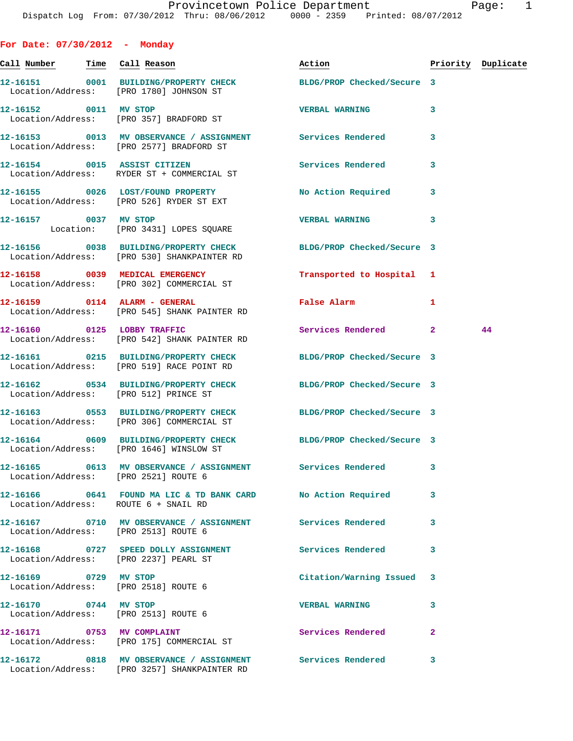## For Date: 07/30/2012 - Monday

| Call Number | Time | Call Reason | Action | Priority | Duplicate |
|---|---|---|---|---|---|
| 12-16151 | 0001 | BUILDING/PROPERTY CHECK<br>Location/Address: [PRO 1780] JOHNSON ST | BLDG/PROP Checked/Secure | 3 | |
| 12-16152 | 0011 | MV STOP<br>Location/Address: [PRO 357] BRADFORD ST | VERBAL WARNING | 3 | |
| 12-16153 | 0013 | MV OBSERVANCE / ASSIGNMENT<br>Location/Address: [PRO 2577] BRADFORD ST | Services Rendered | 3 | |
| 12-16154 | 0015 | ASSIST CITIZEN<br>Location/Address: RYDER ST + COMMERCIAL ST | Services Rendered | 3 | |
| 12-16155 | 0026 | LOST/FOUND PROPERTY<br>Location/Address: [PRO 526] RYDER ST EXT | No Action Required | 3 | |
| 12-16157 | 0037 | MV STOP<br>Location: [PRO 3431] LOPES SQUARE | VERBAL WARNING | 3 | |
| 12-16156 | 0038 | BUILDING/PROPERTY CHECK<br>Location/Address: [PRO 530] SHANKPAINTER RD | BLDG/PROP Checked/Secure | 3 | |
| 12-16158 | 0039 | MEDICAL EMERGENCY<br>Location/Address: [PRO 302] COMMERCIAL ST | Transported to Hospital | 1 | |
| 12-16159 | 0114 | ALARM - GENERAL<br>Location/Address: [PRO 545] SHANK PAINTER RD | False Alarm | 1 | |
| 12-16160 | 0125 | LOBBY TRAFFIC<br>Location/Address: [PRO 542] SHANK PAINTER RD | Services Rendered | 2 | 44 |
| 12-16161 | 0215 | BUILDING/PROPERTY CHECK<br>Location/Address: [PRO 519] RACE POINT RD | BLDG/PROP Checked/Secure | 3 | |
| 12-16162 | 0534 | BUILDING/PROPERTY CHECK<br>Location/Address: [PRO 512] PRINCE ST | BLDG/PROP Checked/Secure | 3 | |
| 12-16163 | 0553 | BUILDING/PROPERTY CHECK<br>Location/Address: [PRO 306] COMMERCIAL ST | BLDG/PROP Checked/Secure | 3 | |
| 12-16164 | 0609 | BUILDING/PROPERTY CHECK<br>Location/Address: [PRO 1646] WINSLOW ST | BLDG/PROP Checked/Secure | 3 | |
| 12-16165 | 0613 | MV OBSERVANCE / ASSIGNMENT<br>Location/Address: [PRO 2521] ROUTE 6 | Services Rendered | 3 | |
| 12-16166 | 0641 | FOUND MA LIC & TD BANK CARD<br>Location/Address: ROUTE 6 + SNAIL RD | No Action Required | 3 | |
| 12-16167 | 0710 | MV OBSERVANCE / ASSIGNMENT<br>Location/Address: [PRO 2513] ROUTE 6 | Services Rendered | 3 | |
| 12-16168 | 0727 | SPEED DOLLY ASSIGNMENT<br>Location/Address: [PRO 2237] PEARL ST | Services Rendered | 3 | |
| 12-16169 | 0729 | MV STOP<br>Location/Address: [PRO 2518] ROUTE 6 | Citation/Warning Issued | 3 | |
| 12-16170 | 0744 | MV STOP<br>Location/Address: [PRO 2513] ROUTE 6 | VERBAL WARNING | 3 | |
| 12-16171 | 0753 | MV COMPLAINT<br>Location/Address: [PRO 175] COMMERCIAL ST | Services Rendered | 2 | |
| 12-16172 | 0818 | MV OBSERVANCE / ASSIGNMENT<br>Location/Address: [PRO 3257] SHANKPAINTER RD | Services Rendered | 3 | |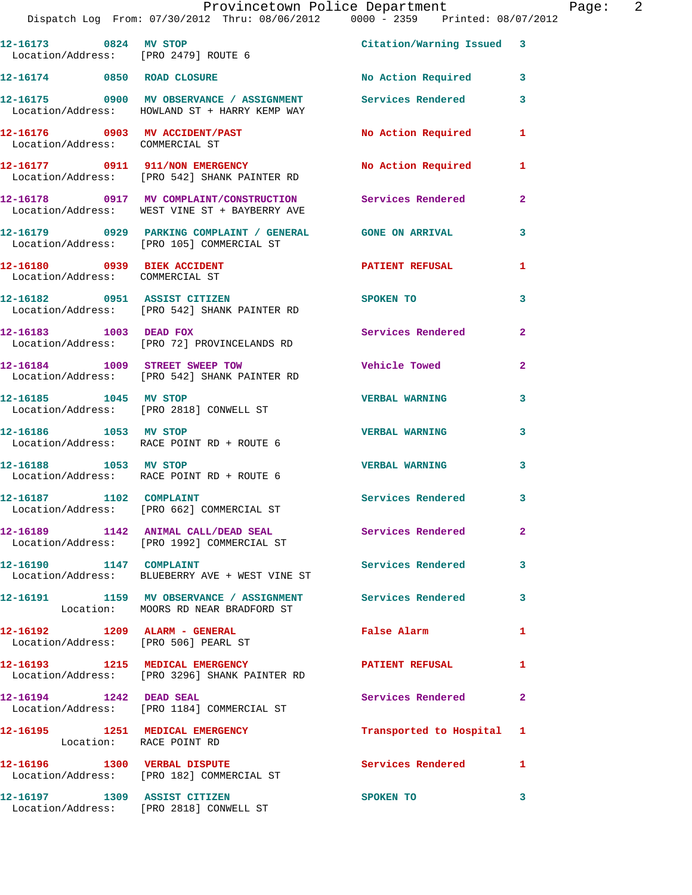12-16173 0824 MV STOP Citation/Warning Issued 3
Location/Address: [PRO 2479] ROUTE 6

12-16174 0850 ROAD CLOSURE No Action Required 3

12-16175 0900 MV OBSERVANCE / ASSIGNMENT Services Rendered 3
Location/Address: HOWLAND ST + HARRY KEMP WAY

12-16176 0903 MV ACCIDENT/PAST No Action Required 1
Location/Address: COMMERCIAL ST

12-16177 0911 911/NON EMERGENCY No Action Required 1
Location/Address: [PRO 542] SHANK PAINTER RD

12-16178 0917 MV COMPLAINT/CONSTRUCTION Services Rendered 2
Location/Address: WEST VINE ST + BAYBERRY AVE

12-16179 0929 PARKING COMPLAINT / GENERAL GONE ON ARRIVAL 3
Location/Address: [PRO 105] COMMERCIAL ST

12-16180 0939 BIEK ACCIDENT PATIENT REFUSAL 1
Location/Address: COMMERCIAL ST

12-16182 0951 ASSIST CITIZEN SPOKEN TO 3
Location/Address: [PRO 542] SHANK PAINTER RD

12-16183 1003 DEAD FOX Services Rendered 2
Location/Address: [PRO 72] PROVINCELANDS RD

12-16184 1009 STREET SWEEP TOW Vehicle Towed 2
Location/Address: [PRO 542] SHANK PAINTER RD

12-16185 1045 MV STOP VERBAL WARNING 3
Location/Address: [PRO 2818] CONWELL ST

12-16186 1053 MV STOP VERBAL WARNING 3
Location/Address: RACE POINT RD + ROUTE 6

12-16188 1053 MV STOP VERBAL WARNING 3
Location/Address: RACE POINT RD + ROUTE 6

12-16187 1102 COMPLAINT Services Rendered 3
Location/Address: [PRO 662] COMMERCIAL ST

12-16189 1142 ANIMAL CALL/DEAD SEAL Services Rendered 2
Location/Address: [PRO 1992] COMMERCIAL ST

12-16190 1147 COMPLAINT Services Rendered 3
Location/Address: BLUEBERRY AVE + WEST VINE ST

12-16191 1159 MV OBSERVANCE / ASSIGNMENT Services Rendered 3
Location: MOORS RD NEAR BRADFORD ST

12-16192 1209 ALARM - GENERAL False Alarm 1
Location/Address: [PRO 506] PEARL ST

12-16193 1215 MEDICAL EMERGENCY PATIENT REFUSAL 1
Location/Address: [PRO 3296] SHANK PAINTER RD

12-16194 1242 DEAD SEAL Services Rendered 2
Location/Address: [PRO 1184] COMMERCIAL ST

12-16195 1251 MEDICAL EMERGENCY Transported to Hospital 1
Location: RACE POINT RD

12-16196 1300 VERBAL DISPUTE Services Rendered 1
Location/Address: [PRO 182] COMMERCIAL ST

12-16197 1309 ASSIST CITIZEN SPOKEN TO 3
Location/Address: [PRO 2818] CONWELL ST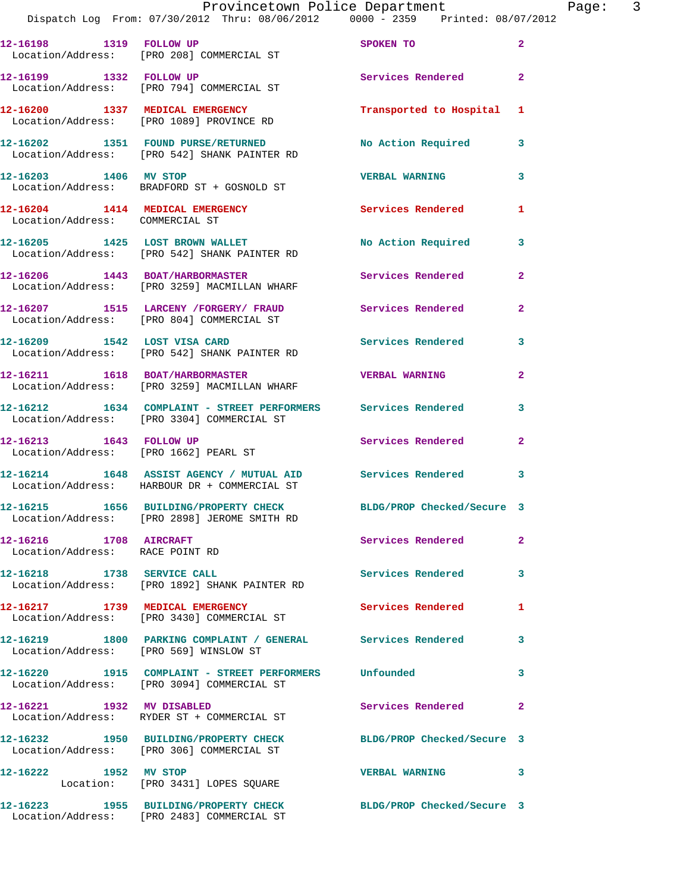12-16198 1319 FOLLOW UP SPOKEN TO 2
Location/Address: [PRO 208] COMMERCIAL ST

12-16199 1332 FOLLOW UP Services Rendered 2
Location/Address: [PRO 794] COMMERCIAL ST

12-16200 1337 MEDICAL EMERGENCY Transported to Hospital 1
Location/Address: [PRO 1089] PROVINCE RD

12-16202 1351 FOUND PURSE/RETURNED No Action Required 3
Location/Address: [PRO 542] SHANK PAINTER RD

12-16203 1406 MV STOP VERBAL WARNING 3
Location/Address: BRADFORD ST + GOSNOLD ST

12-16204 1414 MEDICAL EMERGENCY Services Rendered 1
Location/Address: COMMERCIAL ST

12-16205 1425 LOST BROWN WALLET No Action Required 3
Location/Address: [PRO 542] SHANK PAINTER RD

12-16206 1443 BOAT/HARBORMASTER Services Rendered 2
Location/Address: [PRO 3259] MACMILLAN WHARF

12-16207 1515 LARCENY /FORGERY/ FRAUD Services Rendered 2
Location/Address: [PRO 804] COMMERCIAL ST

12-16209 1542 LOST VISA CARD Services Rendered 3
Location/Address: [PRO 542] SHANK PAINTER RD

12-16211 1618 BOAT/HARBORMASTER VERBAL WARNING 2
Location/Address: [PRO 3259] MACMILLAN WHARF

12-16212 1634 COMPLAINT - STREET PERFORMERS Services Rendered 3
Location/Address: [PRO 3304] COMMERCIAL ST

12-16213 1643 FOLLOW UP Services Rendered 2
Location/Address: [PRO 1662] PEARL ST

12-16214 1648 ASSIST AGENCY / MUTUAL AID Services Rendered 3
Location/Address: HARBOUR DR + COMMERCIAL ST

12-16215 1656 BUILDING/PROPERTY CHECK BLDG/PROP Checked/Secure 3
Location/Address: [PRO 2898] JEROME SMITH RD

12-16216 1708 AIRCRAFT Services Rendered 2
Location/Address: RACE POINT RD

12-16218 1738 SERVICE CALL Services Rendered 3
Location/Address: [PRO 1892] SHANK PAINTER RD

12-16217 1739 MEDICAL EMERGENCY Services Rendered 1
Location/Address: [PRO 3430] COMMERCIAL ST

12-16219 1800 PARKING COMPLAINT / GENERAL Services Rendered 3
Location/Address: [PRO 569] WINSLOW ST

12-16220 1915 COMPLAINT - STREET PERFORMERS Unfounded 3
Location/Address: [PRO 3094] COMMERCIAL ST

12-16221 1932 MV DISABLED Services Rendered 2
Location/Address: RYDER ST + COMMERCIAL ST

12-16232 1950 BUILDING/PROPERTY CHECK BLDG/PROP Checked/Secure 3
Location/Address: [PRO 306] COMMERCIAL ST

12-16222 1952 MV STOP VERBAL WARNING 3
Location: [PRO 3431] LOPES SQUARE

12-16223 1955 BUILDING/PROPERTY CHECK BLDG/PROP Checked/Secure 3
Location/Address: [PRO 2483] COMMERCIAL ST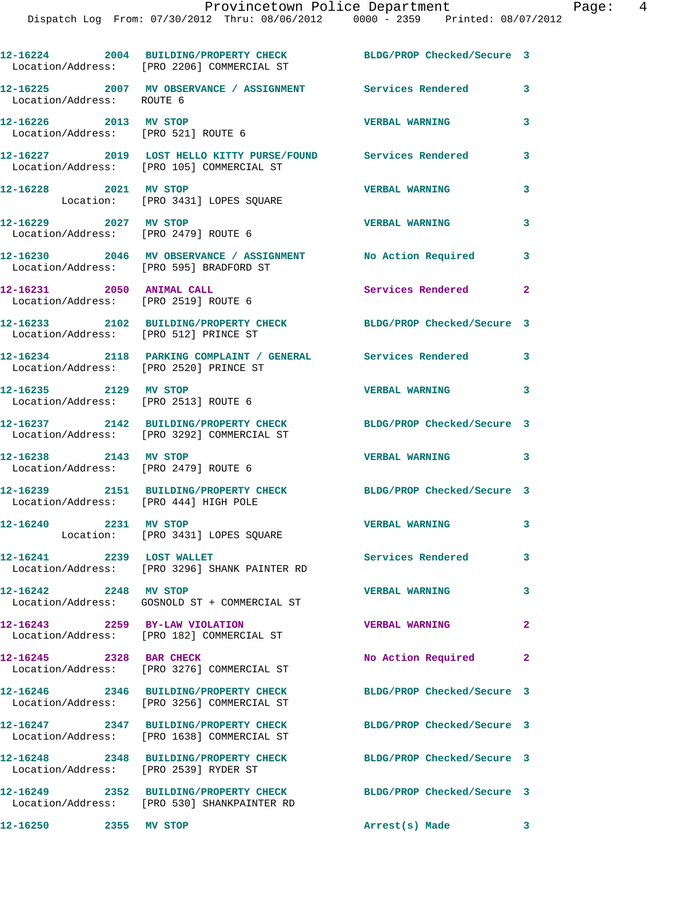12-16224 2004 BUILDING/PROPERTY CHECK BLDG/PROP Checked/Secure 3
Location/Address: [PRO 2206] COMMERCIAL ST

12-16225 2007 MV OBSERVANCE / ASSIGNMENT Services Rendered 3
Location/Address: ROUTE 6

12-16226 2013 MV STOP VERBAL WARNING 3
Location/Address: [PRO 521] ROUTE 6

12-16227 2019 LOST HELLO KITTY PURSE/FOUND Services Rendered 3
Location/Address: [PRO 105] COMMERCIAL ST

12-16228 2021 MV STOP VERBAL WARNING 3
Location: [PRO 3431] LOPES SQUARE

12-16229 2027 MV STOP VERBAL WARNING 3
Location/Address: [PRO 2479] ROUTE 6

12-16230 2046 MV OBSERVANCE / ASSIGNMENT No Action Required 3
Location/Address: [PRO 595] BRADFORD ST

12-16231 2050 ANIMAL CALL Services Rendered 2
Location/Address: [PRO 2519] ROUTE 6

12-16233 2102 BUILDING/PROPERTY CHECK BLDG/PROP Checked/Secure 3
Location/Address: [PRO 512] PRINCE ST

12-16234 2118 PARKING COMPLAINT / GENERAL Services Rendered 3
Location/Address: [PRO 2520] PRINCE ST

12-16235 2129 MV STOP VERBAL WARNING 3
Location/Address: [PRO 2513] ROUTE 6

12-16237 2142 BUILDING/PROPERTY CHECK BLDG/PROP Checked/Secure 3
Location/Address: [PRO 3292] COMMERCIAL ST

12-16238 2143 MV STOP VERBAL WARNING 3
Location/Address: [PRO 2479] ROUTE 6

12-16239 2151 BUILDING/PROPERTY CHECK BLDG/PROP Checked/Secure 3
Location/Address: [PRO 444] HIGH POLE

12-16240 2231 MV STOP VERBAL WARNING 3
Location: [PRO 3431] LOPES SQUARE

12-16241 2239 LOST WALLET Services Rendered 3
Location/Address: [PRO 3296] SHANK PAINTER RD

12-16242 2248 MV STOP VERBAL WARNING 3
Location/Address: GOSNOLD ST + COMMERCIAL ST

12-16243 2259 BY-LAW VIOLATION VERBAL WARNING 2
Location/Address: [PRO 182] COMMERCIAL ST

12-16245 2328 BAR CHECK No Action Required 2
Location/Address: [PRO 3276] COMMERCIAL ST

12-16246 2346 BUILDING/PROPERTY CHECK BLDG/PROP Checked/Secure 3
Location/Address: [PRO 3256] COMMERCIAL ST

12-16247 2347 BUILDING/PROPERTY CHECK BLDG/PROP Checked/Secure 3
Location/Address: [PRO 1638] COMMERCIAL ST

12-16248 2348 BUILDING/PROPERTY CHECK BLDG/PROP Checked/Secure 3
Location/Address: [PRO 2539] RYDER ST

12-16249 2352 BUILDING/PROPERTY CHECK BLDG/PROP Checked/Secure 3
Location/Address: [PRO 530] SHANKPAINTER RD

12-16250 2355 MV STOP Arrest(s) Made 3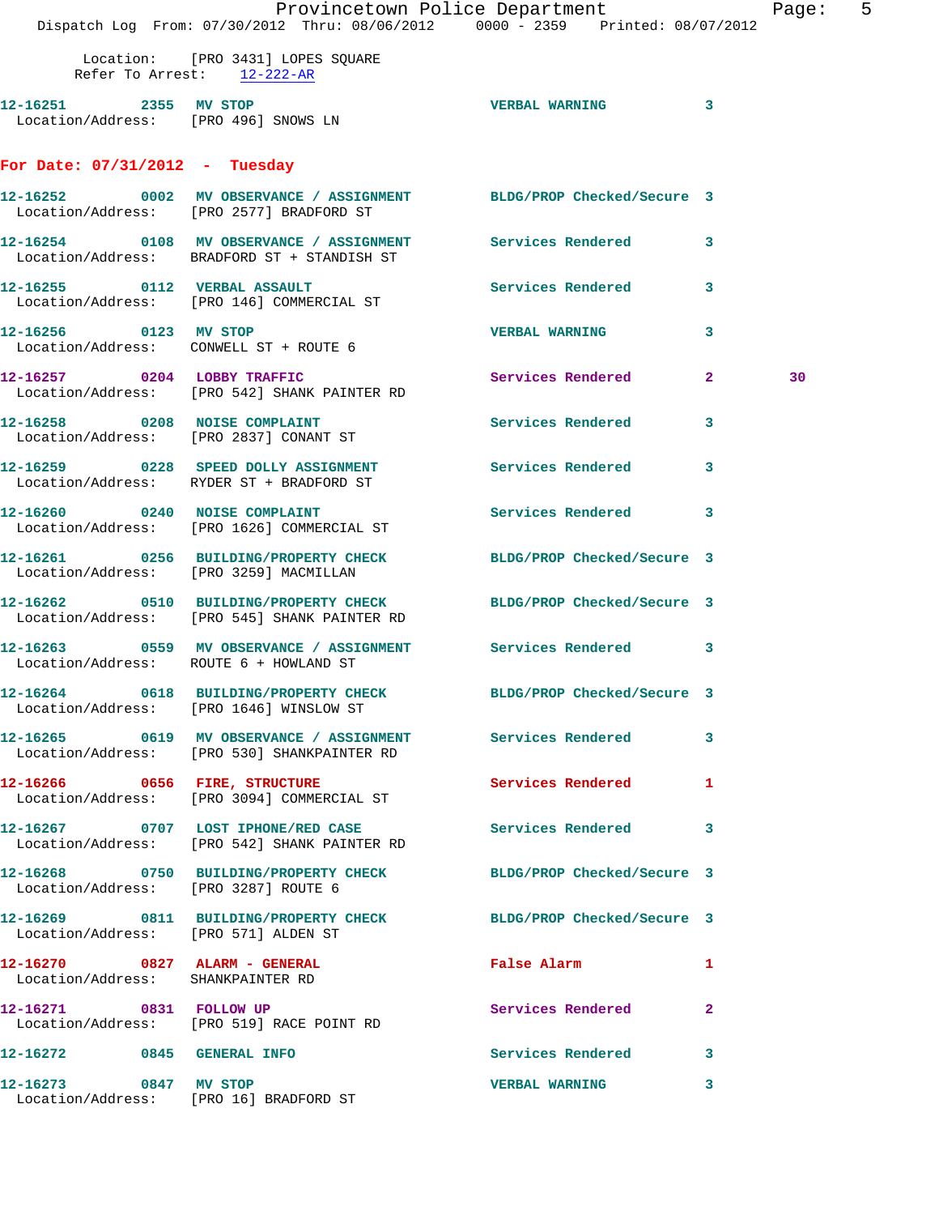Location: [PRO 3431] LOPES SQUARE
Refer To Arrest: 12-222-AR

12-16251 2355 MV STOP VERBAL WARNING 3
Location/Address: [PRO 496] SNOWS LN

**For Date: 07/31/2012 - Tuesday**

12-16252 0002 MV OBSERVANCE / ASSIGNMENT BLDG/PROP Checked/Secure 3
Location/Address: [PRO 2577] BRADFORD ST

12-16254 0108 MV OBSERVANCE / ASSIGNMENT Services Rendered 3
Location/Address: BRADFORD ST + STANDISH ST

12-16255 0112 VERBAL ASSAULT Services Rendered 3
Location/Address: [PRO 146] COMMERCIAL ST

12-16256 0123 MV STOP VERBAL WARNING 3
Location/Address: CONWELL ST + ROUTE 6

12-16257 0204 LOBBY TRAFFIC Services Rendered 2 30
Location/Address: [PRO 542] SHANK PAINTER RD

12-16258 0208 NOISE COMPLAINT Services Rendered 3
Location/Address: [PRO 2837] CONANT ST

12-16259 0228 SPEED DOLLY ASSIGNMENT Services Rendered 3
Location/Address: RYDER ST + BRADFORD ST

12-16260 0240 NOISE COMPLAINT Services Rendered 3
Location/Address: [PRO 1626] COMMERCIAL ST

12-16261 0256 BUILDING/PROPERTY CHECK BLDG/PROP Checked/Secure 3
Location/Address: [PRO 3259] MACMILLAN

12-16262 0510 BUILDING/PROPERTY CHECK BLDG/PROP Checked/Secure 3
Location/Address: [PRO 545] SHANK PAINTER RD

12-16263 0559 MV OBSERVANCE / ASSIGNMENT Services Rendered 3
Location/Address: ROUTE 6 + HOWLAND ST

12-16264 0618 BUILDING/PROPERTY CHECK BLDG/PROP Checked/Secure 3
Location/Address: [PRO 1646] WINSLOW ST

12-16265 0619 MV OBSERVANCE / ASSIGNMENT Services Rendered 3
Location/Address: [PRO 530] SHANKPAINTER RD

12-16266 0656 FIRE, STRUCTURE Services Rendered 1
Location/Address: [PRO 3094] COMMERCIAL ST

12-16267 0707 LOST IPHONE/RED CASE Services Rendered 3
Location/Address: [PRO 542] SHANK PAINTER RD

12-16268 0750 BUILDING/PROPERTY CHECK BLDG/PROP Checked/Secure 3
Location/Address: [PRO 3287] ROUTE 6

12-16269 0811 BUILDING/PROPERTY CHECK BLDG/PROP Checked/Secure 3
Location/Address: [PRO 571] ALDEN ST

12-16270 0827 ALARM - GENERAL False Alarm 1
Location/Address: SHANKPAINTER RD

12-16271 0831 FOLLOW UP Services Rendered 2
Location/Address: [PRO 519] RACE POINT RD

12-16272 0845 GENERAL INFO Services Rendered 3

12-16273 0847 MV STOP VERBAL WARNING 3
Location/Address: [PRO 16] BRADFORD ST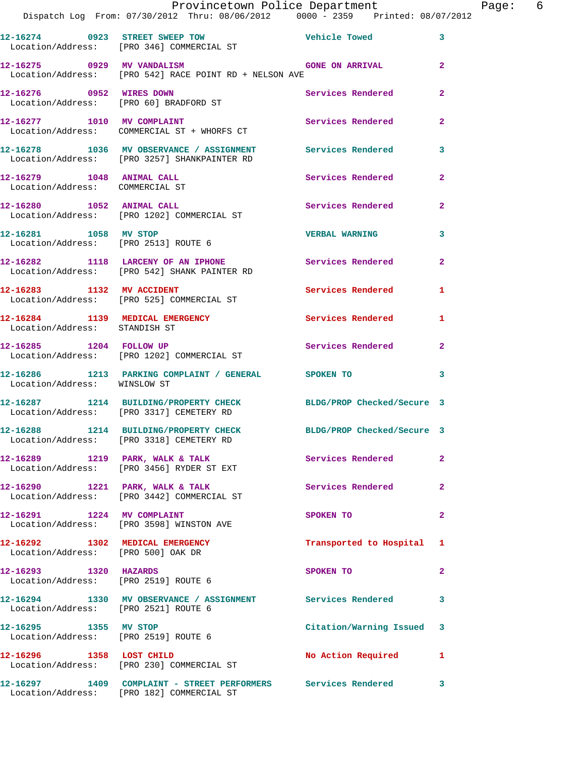12-16274 0923 STREET SWEEP TOW Vehicle Towed 3
Location/Address: [PRO 346] COMMERCIAL ST

12-16275 0929 MV VANDALISM GONE ON ARRIVAL 2
Location/Address: [PRO 542] RACE POINT RD + NELSON AVE

12-16276 0952 WIRES DOWN Services Rendered 2
Location/Address: [PRO 60] BRADFORD ST

12-16277 1010 MV COMPLAINT Services Rendered 2
Location/Address: COMMERCIAL ST + WHORFS CT

12-16278 1036 MV OBSERVANCE / ASSIGNMENT Services Rendered 3
Location/Address: [PRO 3257] SHANKPAINTER RD

12-16279 1048 ANIMAL CALL Services Rendered 2
Location/Address: COMMERCIAL ST

12-16280 1052 ANIMAL CALL Services Rendered 2
Location/Address: [PRO 1202] COMMERCIAL ST

12-16281 1058 MV STOP VERBAL WARNING 3
Location/Address: [PRO 2513] ROUTE 6

12-16282 1118 LARCENY OF AN IPHONE Services Rendered 2
Location/Address: [PRO 542] SHANK PAINTER RD

12-16283 1132 MV ACCIDENT Services Rendered 1
Location/Address: [PRO 525] COMMERCIAL ST

12-16284 1139 MEDICAL EMERGENCY Services Rendered 1
Location/Address: STANDISH ST

12-16285 1204 FOLLOW UP Services Rendered 2
Location/Address: [PRO 1202] COMMERCIAL ST

12-16286 1213 PARKING COMPLAINT / GENERAL SPOKEN TO 3
Location/Address: WINSLOW ST

12-16287 1214 BUILDING/PROPERTY CHECK BLDG/PROP Checked/Secure 3
Location/Address: [PRO 3317] CEMETERY RD

12-16288 1214 BUILDING/PROPERTY CHECK BLDG/PROP Checked/Secure 3
Location/Address: [PRO 3318] CEMETERY RD

12-16289 1219 PARK, WALK & TALK Services Rendered 2
Location/Address: [PRO 3456] RYDER ST EXT

12-16290 1221 PARK, WALK & TALK Services Rendered 2
Location/Address: [PRO 3442] COMMERCIAL ST

12-16291 1224 MV COMPLAINT SPOKEN TO 2
Location/Address: [PRO 3598] WINSTON AVE

12-16292 1302 MEDICAL EMERGENCY Transported to Hospital 1
Location/Address: [PRO 500] OAK DR

12-16293 1320 HAZARDS SPOKEN TO 2
Location/Address: [PRO 2519] ROUTE 6

12-16294 1330 MV OBSERVANCE / ASSIGNMENT Services Rendered 3
Location/Address: [PRO 2521] ROUTE 6

12-16295 1355 MV STOP Citation/Warning Issued 3
Location/Address: [PRO 2519] ROUTE 6

12-16296 1358 LOST CHILD No Action Required 1
Location/Address: [PRO 230] COMMERCIAL ST

12-16297 1409 COMPLAINT - STREET PERFORMERS Services Rendered 3
Location/Address: [PRO 182] COMMERCIAL ST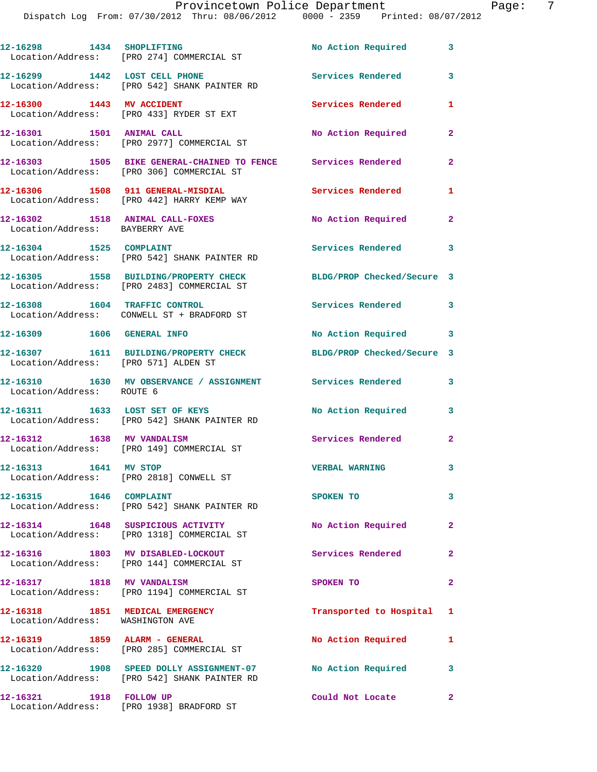12-16298 1434 SHOPLIFTING No Action Required 3
Location/Address: [PRO 274] COMMERCIAL ST

12-16299 1442 LOST CELL PHONE Services Rendered 3
Location/Address: [PRO 542] SHANK PAINTER RD

12-16300 1443 MV ACCIDENT Services Rendered 1
Location/Address: [PRO 433] RYDER ST EXT

12-16301 1501 ANIMAL CALL No Action Required 2
Location/Address: [PRO 2977] COMMERCIAL ST

12-16303 1505 BIKE GENERAL-CHAINED TO FENCE Services Rendered 2
Location/Address: [PRO 306] COMMERCIAL ST

12-16306 1508 911 GENERAL-MISDIAL Services Rendered 1
Location/Address: [PRO 442] HARRY KEMP WAY

12-16302 1518 ANIMAL CALL-FOXES No Action Required 2
Location/Address: BAYBERRY AVE

12-16304 1525 COMPLAINT Services Rendered 3
Location/Address: [PRO 542] SHANK PAINTER RD

12-16305 1558 BUILDING/PROPERTY CHECK BLDG/PROP Checked/Secure 3
Location/Address: [PRO 2483] COMMERCIAL ST

12-16308 1604 TRAFFIC CONTROL Services Rendered 3
Location/Address: CONWELL ST + BRADFORD ST

12-16309 1606 GENERAL INFO No Action Required 3

12-16307 1611 BUILDING/PROPERTY CHECK BLDG/PROP Checked/Secure 3
Location/Address: [PRO 571] ALDEN ST

12-16310 1630 MV OBSERVANCE / ASSIGNMENT Services Rendered 3
Location/Address: ROUTE 6

12-16311 1633 LOST SET OF KEYS No Action Required 3
Location/Address: [PRO 542] SHANK PAINTER RD

12-16312 1638 MV VANDALISM Services Rendered 2
Location/Address: [PRO 149] COMMERCIAL ST

12-16313 1641 MV STOP VERBAL WARNING 3
Location/Address: [PRO 2818] CONWELL ST

12-16315 1646 COMPLAINT SPOKEN TO 3
Location/Address: [PRO 542] SHANK PAINTER RD

12-16314 1648 SUSPICIOUS ACTIVITY No Action Required 2
Location/Address: [PRO 1318] COMMERCIAL ST

12-16316 1803 MV DISABLED-LOCKOUT Services Rendered 2
Location/Address: [PRO 144] COMMERCIAL ST

12-16317 1818 MV VANDALISM SPOKEN TO 2
Location/Address: [PRO 1194] COMMERCIAL ST

12-16318 1851 MEDICAL EMERGENCY Transported to Hospital 1
Location/Address: WASHINGTON AVE

12-16319 1859 ALARM - GENERAL No Action Required 1
Location/Address: [PRO 285] COMMERCIAL ST

12-16320 1908 SPEED DOLLY ASSIGNMENT-07 No Action Required 3
Location/Address: [PRO 542] SHANK PAINTER RD

12-16321 1918 FOLLOW UP Could Not Locate 2
Location/Address: [PRO 1938] BRADFORD ST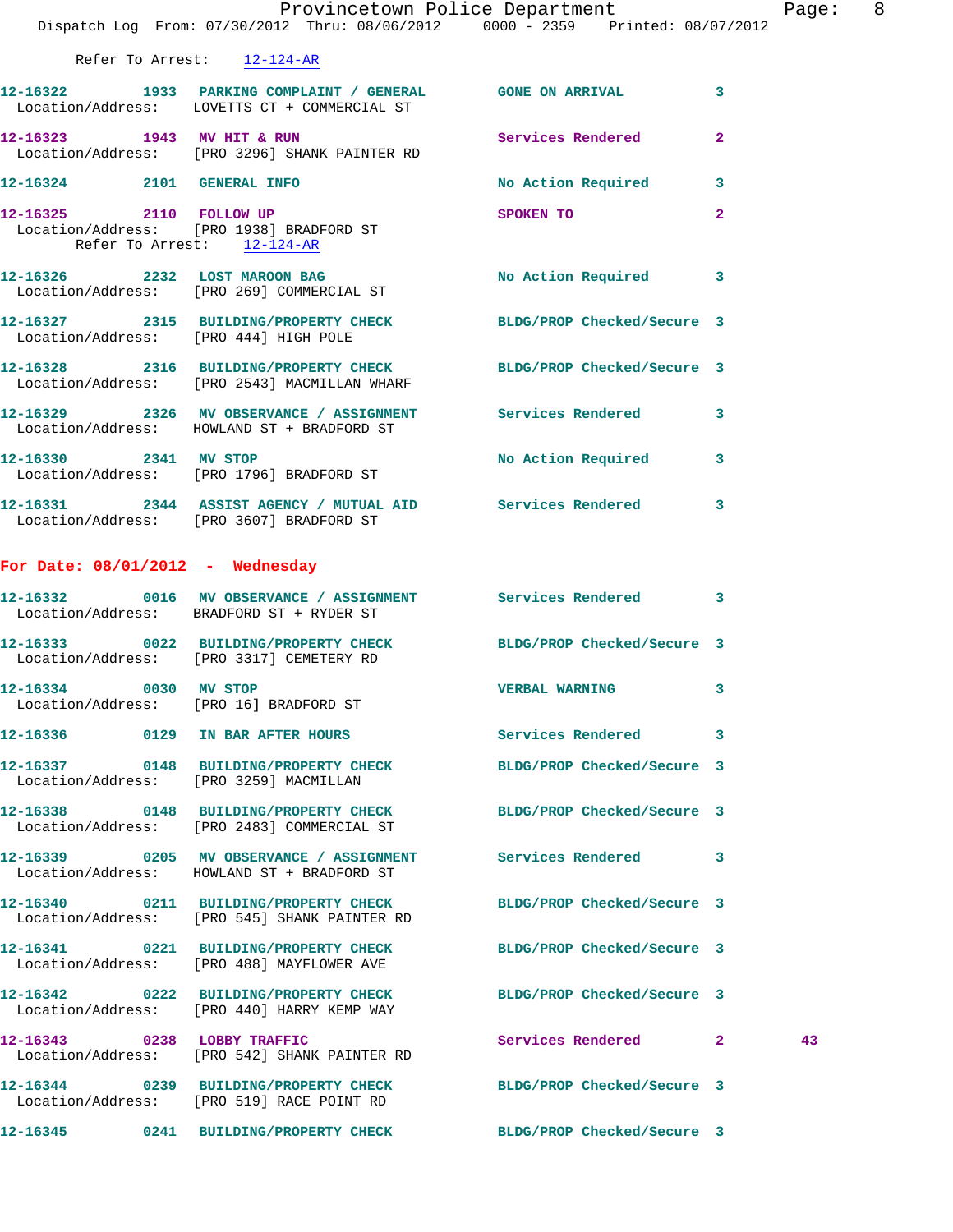Refer To Arrest: 12-124-AR

```
12-16322        1933  PARKING COMPLAINT / GENERAL        GONE ON ARRIVAL           3
  Location/Address:    LOVETTS CT + COMMERCIAL ST

12-16323        1943  MV HIT & RUN                       Services Rendered         2
  Location/Address:    [PRO 3296] SHANK PAINTER RD

12-16324        2101  GENERAL INFO                       No Action Required        3

12-16325        2110  FOLLOW UP                          SPOKEN TO                 2
  Location/Address:    [PRO 1938] BRADFORD ST
          Refer To Arrest:    12-124-AR

12-16326        2232  LOST MAROON BAG                    No Action Required        3
  Location/Address:    [PRO 269] COMMERCIAL ST

12-16327        2315  BUILDING/PROPERTY CHECK            BLDG/PROP Checked/Secure  3
  Location/Address:    [PRO 444] HIGH POLE

12-16328        2316  BUILDING/PROPERTY CHECK            BLDG/PROP Checked/Secure  3
  Location/Address:    [PRO 2543] MACMILLAN WHARF

12-16329        2326  MV OBSERVANCE / ASSIGNMENT         Services Rendered         3
  Location/Address:    HOWLAND ST + BRADFORD ST

12-16330        2341  MV STOP                            No Action Required        3
  Location/Address:    [PRO 1796] BRADFORD ST

12-16331        2344  ASSIST AGENCY / MUTUAL AID         Services Rendered         3
  Location/Address:    [PRO 3607] BRADFORD ST
```

**For Date: 08/01/2012 - Wednesday**

```
12-16332        0016  MV OBSERVANCE / ASSIGNMENT         Services Rendered         3
  Location/Address:    BRADFORD ST + RYDER ST

12-16333        0022  BUILDING/PROPERTY CHECK            BLDG/PROP Checked/Secure  3
  Location/Address:    [PRO 3317] CEMETERY RD

12-16334        0030  MV STOP                            VERBAL WARNING            3
  Location/Address:    [PRO 16] BRADFORD ST

12-16336        0129  IN BAR AFTER HOURS                 Services Rendered         3

12-16337        0148  BUILDING/PROPERTY CHECK            BLDG/PROP Checked/Secure  3
  Location/Address:    [PRO 3259] MACMILLAN

12-16338        0148  BUILDING/PROPERTY CHECK            BLDG/PROP Checked/Secure  3
  Location/Address:    [PRO 2483] COMMERCIAL ST

12-16339        0205  MV OBSERVANCE / ASSIGNMENT         Services Rendered         3
  Location/Address:    HOWLAND ST + BRADFORD ST

12-16340        0211  BUILDING/PROPERTY CHECK            BLDG/PROP Checked/Secure  3
  Location/Address:    [PRO 545] SHANK PAINTER RD

12-16341        0221  BUILDING/PROPERTY CHECK            BLDG/PROP Checked/Secure  3
  Location/Address:    [PRO 488] MAYFLOWER AVE

12-16342        0222  BUILDING/PROPERTY CHECK            BLDG/PROP Checked/Secure  3
  Location/Address:    [PRO 440] HARRY KEMP WAY

12-16343        0238  LOBBY TRAFFIC                      Services Rendered         2         43
  Location/Address:    [PRO 542] SHANK PAINTER RD

12-16344        0239  BUILDING/PROPERTY CHECK            BLDG/PROP Checked/Secure  3
  Location/Address:    [PRO 519] RACE POINT RD

12-16345        0241  BUILDING/PROPERTY CHECK            BLDG/PROP Checked/Secure  3
```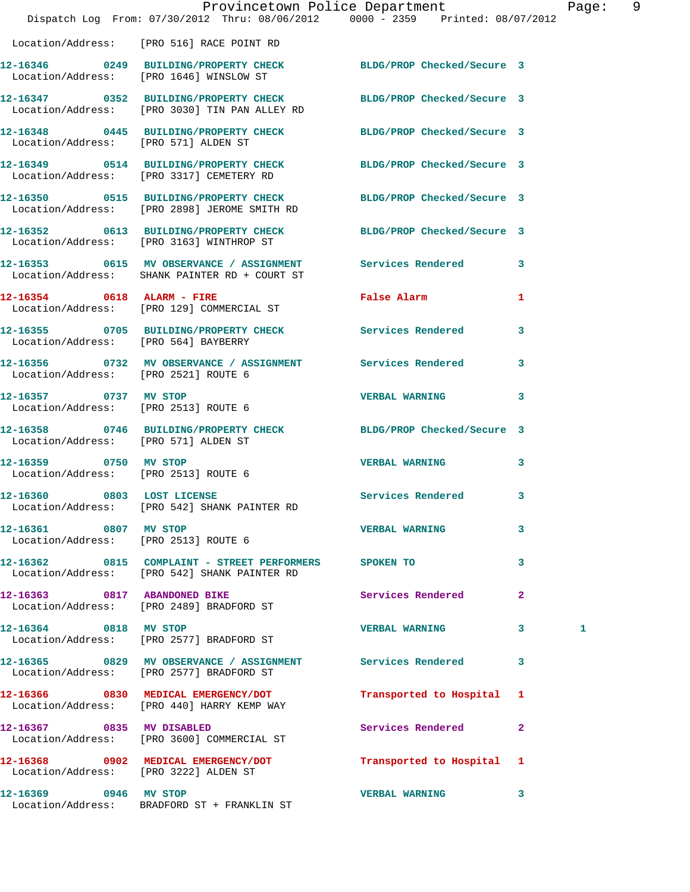Location/Address: [PRO 516] RACE POINT RD

| Call # | Time | Call Reason | Action | Priority | |
|---|---|---|---|---|---|
| 12-16346 | 0249 | BUILDING/PROPERTY CHECK | BLDG/PROP Checked/Secure | 3 | |
| | | Location/Address: [PRO 1646] WINSLOW ST | | | |
| 12-16347 | 0352 | BUILDING/PROPERTY CHECK | BLDG/PROP Checked/Secure | 3 | |
| | | Location/Address: [PRO 3030] TIN PAN ALLEY RD | | | |
| 12-16348 | 0445 | BUILDING/PROPERTY CHECK | BLDG/PROP Checked/Secure | 3 | |
| | | Location/Address: [PRO 571] ALDEN ST | | | |
| 12-16349 | 0514 | BUILDING/PROPERTY CHECK | BLDG/PROP Checked/Secure | 3 | |
| | | Location/Address: [PRO 3317] CEMETERY RD | | | |
| 12-16350 | 0515 | BUILDING/PROPERTY CHECK | BLDG/PROP Checked/Secure | 3 | |
| | | Location/Address: [PRO 2898] JEROME SMITH RD | | | |
| 12-16352 | 0613 | BUILDING/PROPERTY CHECK | BLDG/PROP Checked/Secure | 3 | |
| | | Location/Address: [PRO 3163] WINTHROP ST | | | |
| 12-16353 | 0615 | MV OBSERVANCE / ASSIGNMENT | Services Rendered | 3 | |
| | | Location/Address: SHANK PAINTER RD + COURT ST | | | |
| 12-16354 | 0618 | ALARM - FIRE | False Alarm | 1 | |
| | | Location/Address: [PRO 129] COMMERCIAL ST | | | |
| 12-16355 | 0705 | BUILDING/PROPERTY CHECK | Services Rendered | 3 | |
| | | Location/Address: [PRO 564] BAYBERRY | | | |
| 12-16356 | 0732 | MV OBSERVANCE / ASSIGNMENT | Services Rendered | 3 | |
| | | Location/Address: [PRO 2521] ROUTE 6 | | | |
| 12-16357 | 0737 | MV STOP | VERBAL WARNING | 3 | |
| | | Location/Address: [PRO 2513] ROUTE 6 | | | |
| 12-16358 | 0746 | BUILDING/PROPERTY CHECK | BLDG/PROP Checked/Secure | 3 | |
| | | Location/Address: [PRO 571] ALDEN ST | | | |
| 12-16359 | 0750 | MV STOP | VERBAL WARNING | 3 | |
| | | Location/Address: [PRO 2513] ROUTE 6 | | | |
| 12-16360 | 0803 | LOST LICENSE | Services Rendered | 3 | |
| | | Location/Address: [PRO 542] SHANK PAINTER RD | | | |
| 12-16361 | 0807 | MV STOP | VERBAL WARNING | 3 | |
| | | Location/Address: [PRO 2513] ROUTE 6 | | | |
| 12-16362 | 0815 | COMPLAINT - STREET PERFORMERS | SPOKEN TO | 3 | |
| | | Location/Address: [PRO 542] SHANK PAINTER RD | | | |
| 12-16363 | 0817 | ABANDONED BIKE | Services Rendered | 2 | |
| | | Location/Address: [PRO 2489] BRADFORD ST | | | |
| 12-16364 | 0818 | MV STOP | VERBAL WARNING | 3 | 1 |
| | | Location/Address: [PRO 2577] BRADFORD ST | | | |
| 12-16365 | 0829 | MV OBSERVANCE / ASSIGNMENT | Services Rendered | 3 | |
| | | Location/Address: [PRO 2577] BRADFORD ST | | | |
| 12-16366 | 0830 | MEDICAL EMERGENCY/DOT | Transported to Hospital | 1 | |
| | | Location/Address: [PRO 440] HARRY KEMP WAY | | | |
| 12-16367 | 0835 | MV DISABLED | Services Rendered | 2 | |
| | | Location/Address: [PRO 3600] COMMERCIAL ST | | | |
| 12-16368 | 0902 | MEDICAL EMERGENCY/DOT | Transported to Hospital | 1 | |
| | | Location/Address: [PRO 3222] ALDEN ST | | | |
| 12-16369 | 0946 | MV STOP | VERBAL WARNING | 3 | |
| | | Location/Address: BRADFORD ST + FRANKLIN ST | | | |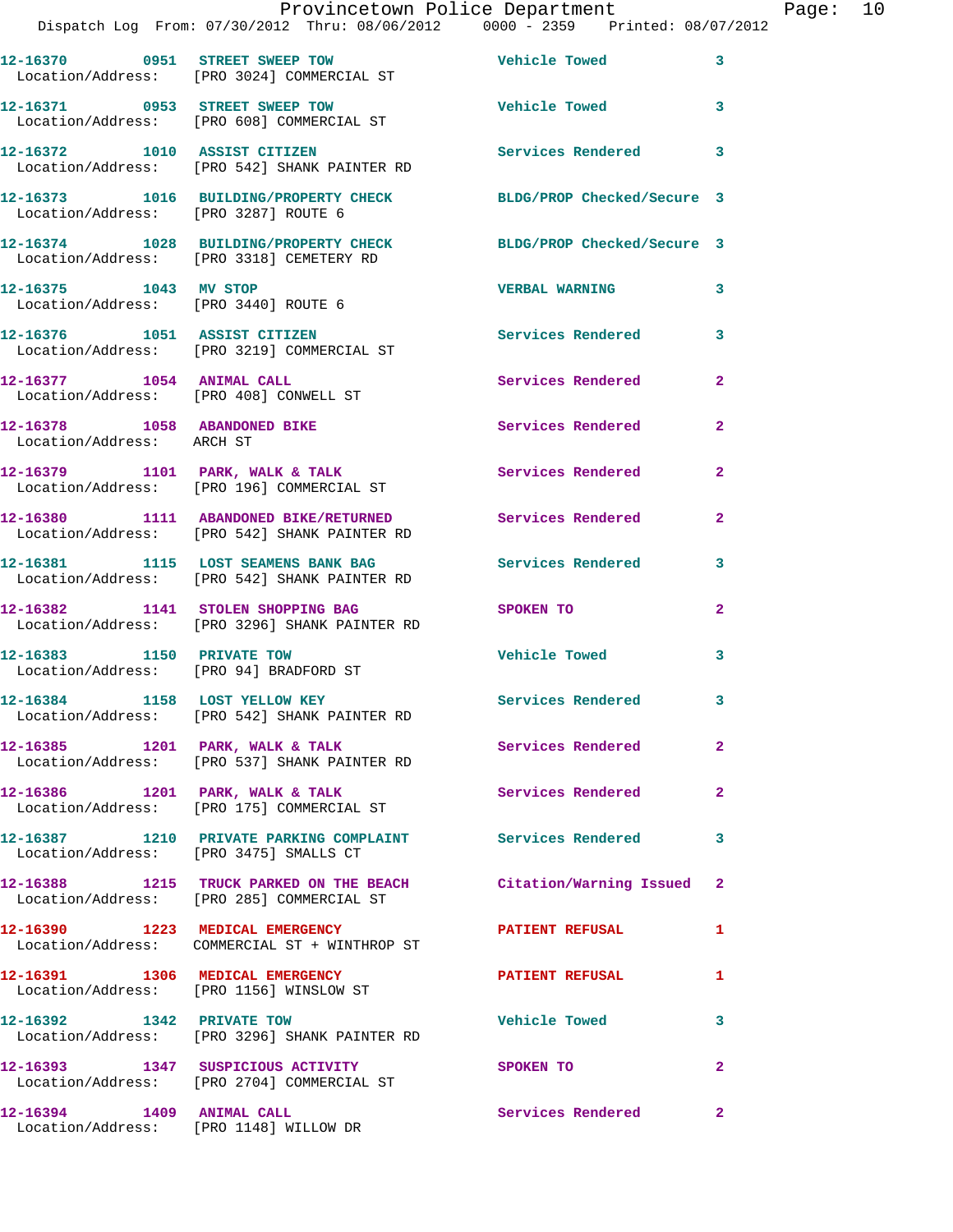12-16370 0951 STREET SWEEP TOW Vehicle Towed 3
Location/Address: [PRO 3024] COMMERCIAL ST

12-16371 0953 STREET SWEEP TOW Vehicle Towed 3
Location/Address: [PRO 608] COMMERCIAL ST

12-16372 1010 ASSIST CITIZEN Services Rendered 3
Location/Address: [PRO 542] SHANK PAINTER RD

12-16373 1016 BUILDING/PROPERTY CHECK BLDG/PROP Checked/Secure 3
Location/Address: [PRO 3287] ROUTE 6

12-16374 1028 BUILDING/PROPERTY CHECK BLDG/PROP Checked/Secure 3
Location/Address: [PRO 3318] CEMETERY RD

12-16375 1043 MV STOP VERBAL WARNING 3
Location/Address: [PRO 3440] ROUTE 6

12-16376 1051 ASSIST CITIZEN Services Rendered 3
Location/Address: [PRO 3219] COMMERCIAL ST

12-16377 1054 ANIMAL CALL Services Rendered 2
Location/Address: [PRO 408] CONWELL ST

12-16378 1058 ABANDONED BIKE Services Rendered 2
Location/Address: ARCH ST

12-16379 1101 PARK, WALK & TALK Services Rendered 2
Location/Address: [PRO 196] COMMERCIAL ST

12-16380 1111 ABANDONED BIKE/RETURNED Services Rendered 2
Location/Address: [PRO 542] SHANK PAINTER RD

12-16381 1115 LOST SEAMENS BANK BAG Services Rendered 3
Location/Address: [PRO 542] SHANK PAINTER RD

12-16382 1141 STOLEN SHOPPING BAG SPOKEN TO 2
Location/Address: [PRO 3296] SHANK PAINTER RD

12-16383 1150 PRIVATE TOW Vehicle Towed 3
Location/Address: [PRO 94] BRADFORD ST

12-16384 1158 LOST YELLOW KEY Services Rendered 3
Location/Address: [PRO 542] SHANK PAINTER RD

12-16385 1201 PARK, WALK & TALK Services Rendered 2
Location/Address: [PRO 537] SHANK PAINTER RD

12-16386 1201 PARK, WALK & TALK Services Rendered 2
Location/Address: [PRO 175] COMMERCIAL ST

12-16387 1210 PRIVATE PARKING COMPLAINT Services Rendered 3
Location/Address: [PRO 3475] SMALLS CT

12-16388 1215 TRUCK PARKED ON THE BEACH Citation/Warning Issued 2
Location/Address: [PRO 285] COMMERCIAL ST

12-16390 1223 MEDICAL EMERGENCY PATIENT REFUSAL 1
Location/Address: COMMERCIAL ST + WINTHROP ST

12-16391 1306 MEDICAL EMERGENCY PATIENT REFUSAL 1
Location/Address: [PRO 1156] WINSLOW ST

12-16392 1342 PRIVATE TOW Vehicle Towed 3
Location/Address: [PRO 3296] SHANK PAINTER RD

12-16393 1347 SUSPICIOUS ACTIVITY SPOKEN TO 2
Location/Address: [PRO 2704] COMMERCIAL ST

12-16394 1409 ANIMAL CALL Services Rendered 2
Location/Address: [PRO 1148] WILLOW DR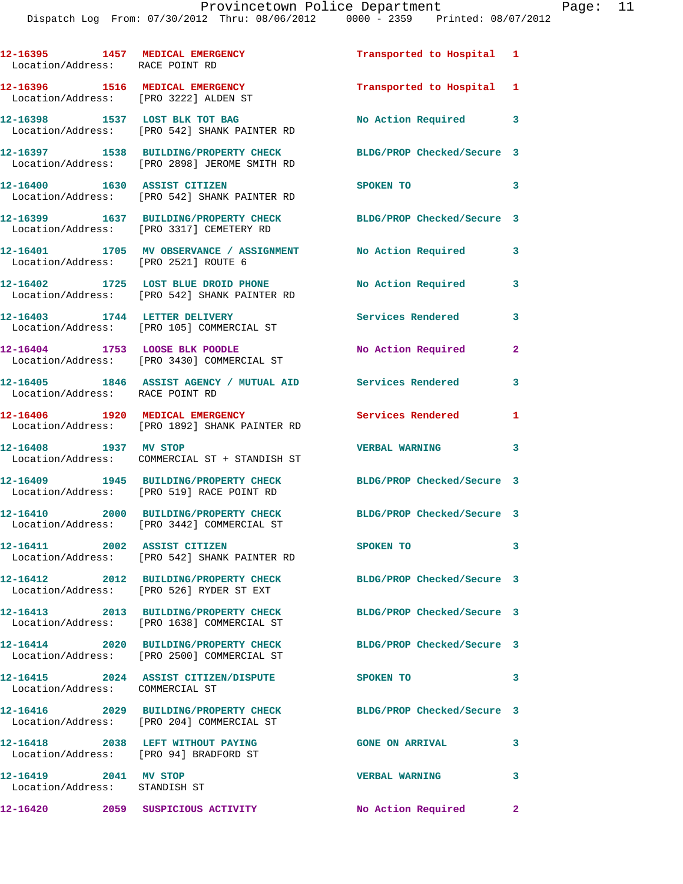12-16395 1457 MEDICAL EMERGENCY Transported to Hospital 1
Location/Address: RACE POINT RD

12-16396 1516 MEDICAL EMERGENCY Transported to Hospital 1
Location/Address: [PRO 3222] ALDEN ST

12-16398 1537 LOST BLK TOT BAG No Action Required 3
Location/Address: [PRO 542] SHANK PAINTER RD

12-16397 1538 BUILDING/PROPERTY CHECK BLDG/PROP Checked/Secure 3
Location/Address: [PRO 2898] JEROME SMITH RD

12-16400 1630 ASSIST CITIZEN SPOKEN TO 3
Location/Address: [PRO 542] SHANK PAINTER RD

12-16399 1637 BUILDING/PROPERTY CHECK BLDG/PROP Checked/Secure 3
Location/Address: [PRO 3317] CEMETERY RD

12-16401 1705 MV OBSERVANCE / ASSIGNMENT No Action Required 3
Location/Address: [PRO 2521] ROUTE 6

12-16402 1725 LOST BLUE DROID PHONE No Action Required 3
Location/Address: [PRO 542] SHANK PAINTER RD

12-16403 1744 LETTER DELIVERY Services Rendered 3
Location/Address: [PRO 105] COMMERCIAL ST

12-16404 1753 LOOSE BLK POODLE No Action Required 2
Location/Address: [PRO 3430] COMMERCIAL ST

12-16405 1846 ASSIST AGENCY / MUTUAL AID Services Rendered 3
Location/Address: RACE POINT RD

12-16406 1920 MEDICAL EMERGENCY Services Rendered 1
Location/Address: [PRO 1892] SHANK PAINTER RD

12-16408 1937 MV STOP VERBAL WARNING 3
Location/Address: COMMERCIAL ST + STANDISH ST

12-16409 1945 BUILDING/PROPERTY CHECK BLDG/PROP Checked/Secure 3
Location/Address: [PRO 519] RACE POINT RD

12-16410 2000 BUILDING/PROPERTY CHECK BLDG/PROP Checked/Secure 3
Location/Address: [PRO 3442] COMMERCIAL ST

12-16411 2002 ASSIST CITIZEN SPOKEN TO 3
Location/Address: [PRO 542] SHANK PAINTER RD

12-16412 2012 BUILDING/PROPERTY CHECK BLDG/PROP Checked/Secure 3
Location/Address: [PRO 526] RYDER ST EXT

12-16413 2013 BUILDING/PROPERTY CHECK BLDG/PROP Checked/Secure 3
Location/Address: [PRO 1638] COMMERCIAL ST

12-16414 2020 BUILDING/PROPERTY CHECK BLDG/PROP Checked/Secure 3
Location/Address: [PRO 2500] COMMERCIAL ST

12-16415 2024 ASSIST CITIZEN/DISPUTE SPOKEN TO 3
Location/Address: COMMERCIAL ST

12-16416 2029 BUILDING/PROPERTY CHECK BLDG/PROP Checked/Secure 3
Location/Address: [PRO 204] COMMERCIAL ST

12-16418 2038 LEFT WITHOUT PAYING GONE ON ARRIVAL 3
Location/Address: [PRO 94] BRADFORD ST

12-16419 2041 MV STOP VERBAL WARNING 3
Location/Address: STANDISH ST

12-16420 2059 SUSPICIOUS ACTIVITY No Action Required 2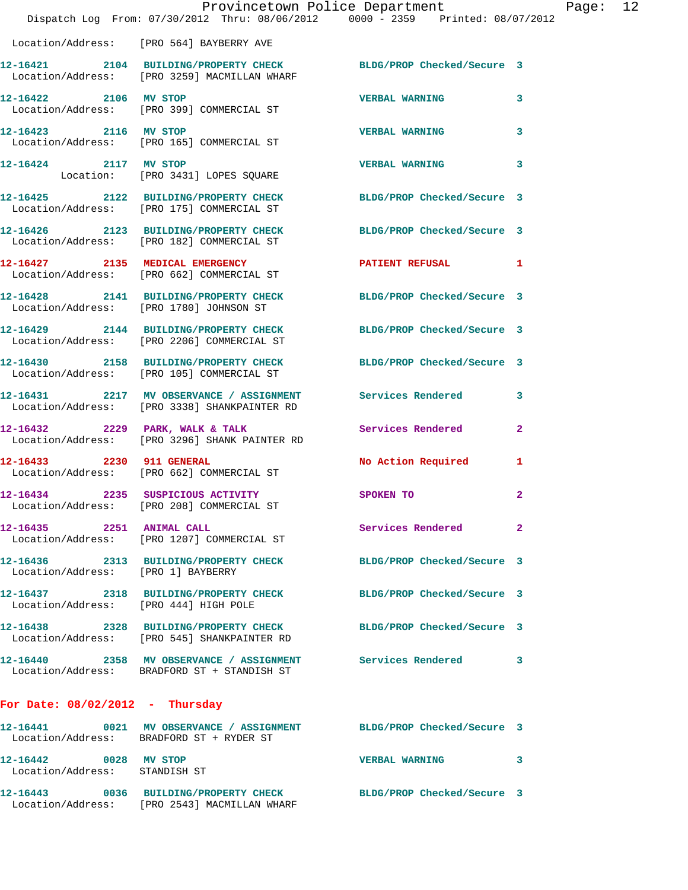Location/Address: [PRO 564] BAYBERRY AVE

12-16421 2104 BUILDING/PROPERTY CHECK BLDG/PROP Checked/Secure 3
Location/Address: [PRO 3259] MACMILLAN WHARF

12-16422 2106 MV STOP VERBAL WARNING 3
Location/Address: [PRO 399] COMMERCIAL ST

12-16423 2116 MV STOP VERBAL WARNING 3
Location/Address: [PRO 165] COMMERCIAL ST

12-16424 2117 MV STOP VERBAL WARNING 3
Location: [PRO 3431] LOPES SQUARE

12-16425 2122 BUILDING/PROPERTY CHECK BLDG/PROP Checked/Secure 3
Location/Address: [PRO 175] COMMERCIAL ST

12-16426 2123 BUILDING/PROPERTY CHECK BLDG/PROP Checked/Secure 3
Location/Address: [PRO 182] COMMERCIAL ST

12-16427 2135 MEDICAL EMERGENCY PATIENT REFUSAL 1
Location/Address: [PRO 662] COMMERCIAL ST

12-16428 2141 BUILDING/PROPERTY CHECK BLDG/PROP Checked/Secure 3
Location/Address: [PRO 1780] JOHNSON ST

12-16429 2144 BUILDING/PROPERTY CHECK BLDG/PROP Checked/Secure 3
Location/Address: [PRO 2206] COMMERCIAL ST

12-16430 2158 BUILDING/PROPERTY CHECK BLDG/PROP Checked/Secure 3
Location/Address: [PRO 105] COMMERCIAL ST

12-16431 2217 MV OBSERVANCE / ASSIGNMENT Services Rendered 3
Location/Address: [PRO 3338] SHANKPAINTER RD

12-16432 2229 PARK, WALK & TALK Services Rendered 2
Location/Address: [PRO 3296] SHANK PAINTER RD

12-16433 2230 911 GENERAL No Action Required 1
Location/Address: [PRO 662] COMMERCIAL ST

12-16434 2235 SUSPICIOUS ACTIVITY SPOKEN TO 2
Location/Address: [PRO 208] COMMERCIAL ST

12-16435 2251 ANIMAL CALL Services Rendered 2
Location/Address: [PRO 1207] COMMERCIAL ST

12-16436 2313 BUILDING/PROPERTY CHECK BLDG/PROP Checked/Secure 3
Location/Address: [PRO 1] BAYBERRY

12-16437 2318 BUILDING/PROPERTY CHECK BLDG/PROP Checked/Secure 3
Location/Address: [PRO 444] HIGH POLE

12-16438 2328 BUILDING/PROPERTY CHECK BLDG/PROP Checked/Secure 3
Location/Address: [PRO 545] SHANKPAINTER RD

12-16440 2358 MV OBSERVANCE / ASSIGNMENT Services Rendered 3
Location/Address: BRADFORD ST + STANDISH ST

**For Date: 08/02/2012 - Thursday**

12-16441 0021 MV OBSERVANCE / ASSIGNMENT BLDG/PROP Checked/Secure 3
Location/Address: BRADFORD ST + RYDER ST

12-16442 0028 MV STOP VERBAL WARNING 3
Location/Address: STANDISH ST

12-16443 0036 BUILDING/PROPERTY CHECK BLDG/PROP Checked/Secure 3
Location/Address: [PRO 2543] MACMILLAN WHARF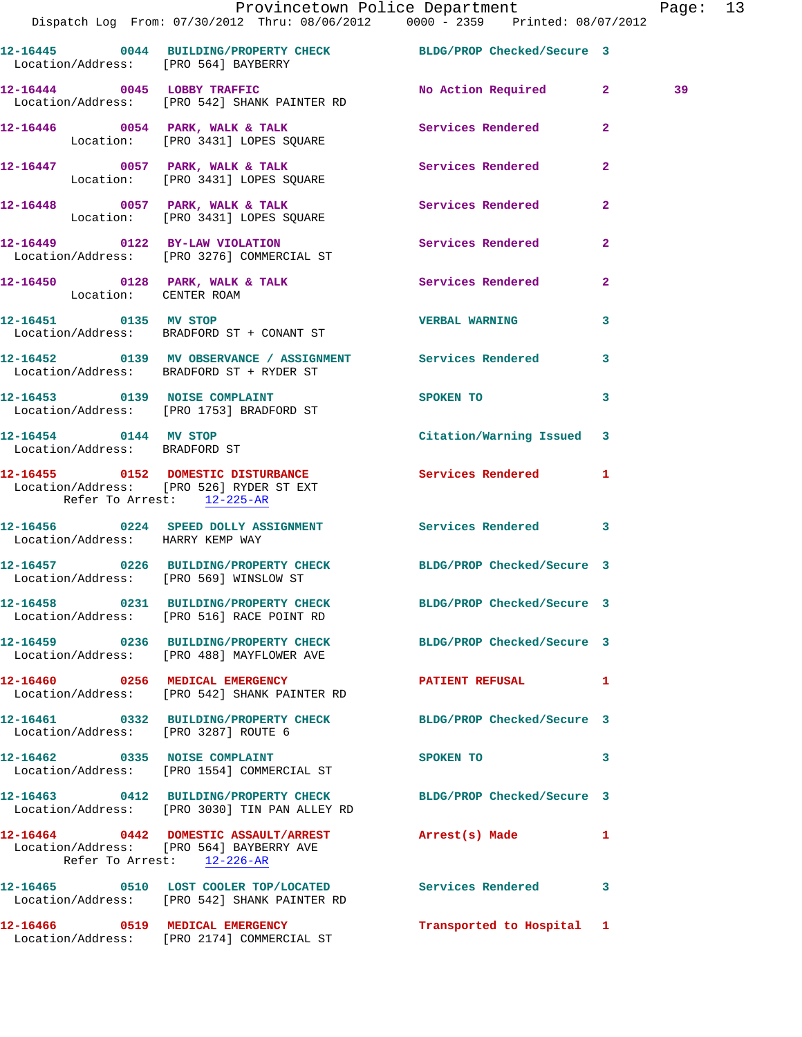12-16445 0044 BUILDING/PROPERTY CHECK BLDG/PROP Checked/Secure 3
Location/Address: [PRO 564] BAYBERRY

12-16444 0045 LOBBY TRAFFIC No Action Required 2 39
Location/Address: [PRO 542] SHANK PAINTER RD

12-16446 0054 PARK, WALK & TALK Services Rendered 2
Location: [PRO 3431] LOPES SQUARE

12-16447 0057 PARK, WALK & TALK Services Rendered 2
Location: [PRO 3431] LOPES SQUARE

12-16448 0057 PARK, WALK & TALK Services Rendered 2
Location: [PRO 3431] LOPES SQUARE

12-16449 0122 BY-LAW VIOLATION Services Rendered 2
Location/Address: [PRO 3276] COMMERCIAL ST

12-16450 0128 PARK, WALK & TALK Services Rendered 2
Location: CENTER ROAM

12-16451 0135 MV STOP VERBAL WARNING 3
Location/Address: BRADFORD ST + CONANT ST

12-16452 0139 MV OBSERVANCE / ASSIGNMENT Services Rendered 3
Location/Address: BRADFORD ST + RYDER ST

12-16453 0139 NOISE COMPLAINT SPOKEN TO 3
Location/Address: [PRO 1753] BRADFORD ST

12-16454 0144 MV STOP Citation/Warning Issued 3
Location/Address: BRADFORD ST

12-16455 0152 DOMESTIC DISTURBANCE Services Rendered 1
Location/Address: [PRO 526] RYDER ST EXT
Refer To Arrest: 12-225-AR

12-16456 0224 SPEED DOLLY ASSIGNMENT Services Rendered 3
Location/Address: HARRY KEMP WAY

12-16457 0226 BUILDING/PROPERTY CHECK BLDG/PROP Checked/Secure 3
Location/Address: [PRO 569] WINSLOW ST

12-16458 0231 BUILDING/PROPERTY CHECK BLDG/PROP Checked/Secure 3
Location/Address: [PRO 516] RACE POINT RD

12-16459 0236 BUILDING/PROPERTY CHECK BLDG/PROP Checked/Secure 3
Location/Address: [PRO 488] MAYFLOWER AVE

12-16460 0256 MEDICAL EMERGENCY PATIENT REFUSAL 1
Location/Address: [PRO 542] SHANK PAINTER RD

12-16461 0332 BUILDING/PROPERTY CHECK BLDG/PROP Checked/Secure 3
Location/Address: [PRO 3287] ROUTE 6

12-16462 0335 NOISE COMPLAINT SPOKEN TO 3
Location/Address: [PRO 1554] COMMERCIAL ST

12-16463 0412 BUILDING/PROPERTY CHECK BLDG/PROP Checked/Secure 3
Location/Address: [PRO 3030] TIN PAN ALLEY RD

12-16464 0442 DOMESTIC ASSAULT/ARREST Arrest(s) Made 1
Location/Address: [PRO 564] BAYBERRY AVE
Refer To Arrest: 12-226-AR

12-16465 0510 LOST COOLER TOP/LOCATED Services Rendered 3
Location/Address: [PRO 542] SHANK PAINTER RD

12-16466 0519 MEDICAL EMERGENCY Transported to Hospital 1
Location/Address: [PRO 2174] COMMERCIAL ST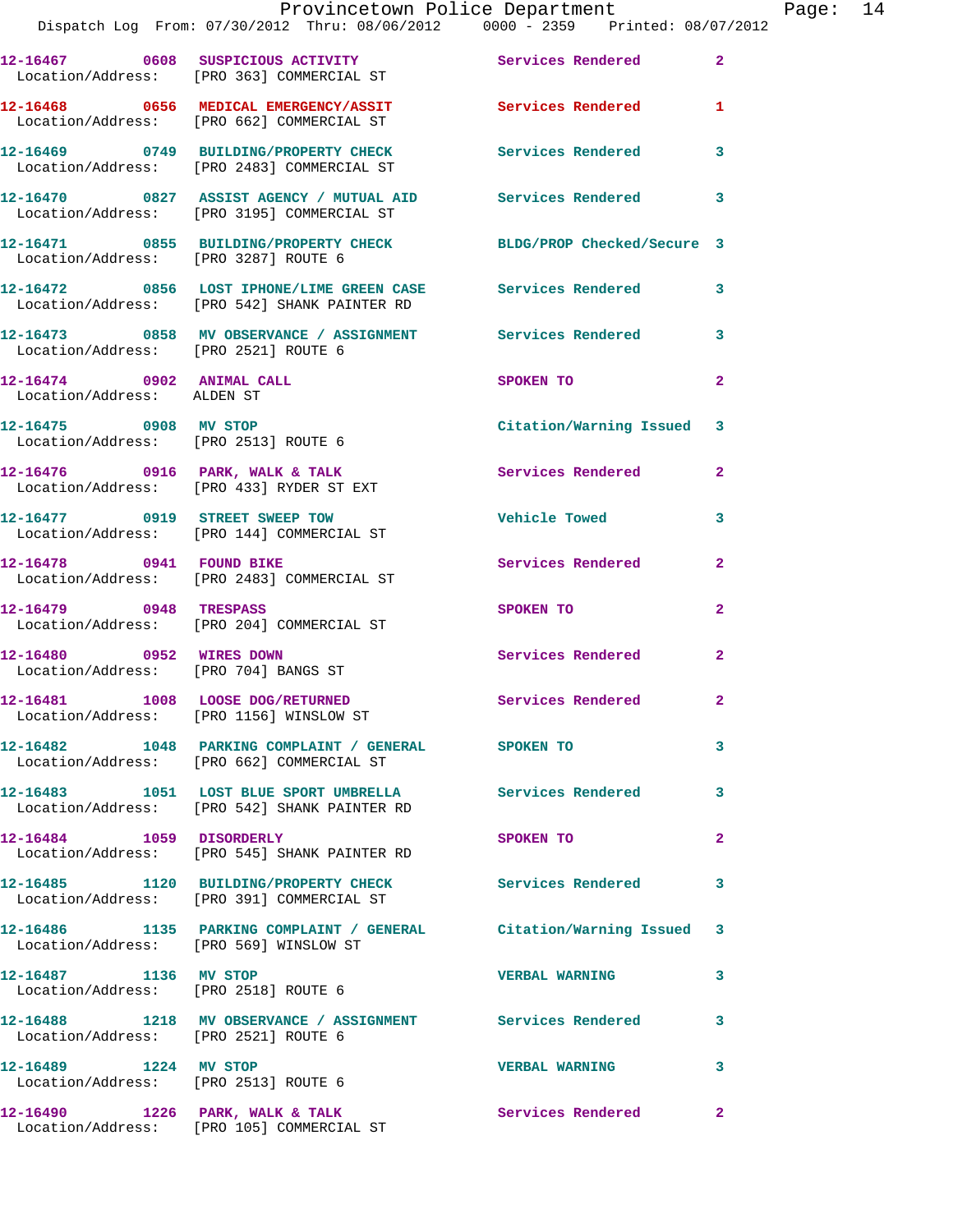12-16467 0608 SUSPICIOUS ACTIVITY Services Rendered 2
Location/Address: [PRO 363] COMMERCIAL ST

12-16468 0656 MEDICAL EMERGENCY/ASSIT Services Rendered 1
Location/Address: [PRO 662] COMMERCIAL ST

12-16469 0749 BUILDING/PROPERTY CHECK Services Rendered 3
Location/Address: [PRO 2483] COMMERCIAL ST

12-16470 0827 ASSIST AGENCY / MUTUAL AID Services Rendered 3
Location/Address: [PRO 3195] COMMERCIAL ST

12-16471 0855 BUILDING/PROPERTY CHECK BLDG/PROP Checked/Secure 3
Location/Address: [PRO 3287] ROUTE 6

12-16472 0856 LOST IPHONE/LIME GREEN CASE Services Rendered 3
Location/Address: [PRO 542] SHANK PAINTER RD

12-16473 0858 MV OBSERVANCE / ASSIGNMENT Services Rendered 3
Location/Address: [PRO 2521] ROUTE 6

12-16474 0902 ANIMAL CALL SPOKEN TO 2
Location/Address: ALDEN ST

12-16475 0908 MV STOP Citation/Warning Issued 3
Location/Address: [PRO 2513] ROUTE 6

12-16476 0916 PARK, WALK & TALK Services Rendered 2
Location/Address: [PRO 433] RYDER ST EXT

12-16477 0919 STREET SWEEP TOW Vehicle Towed 3
Location/Address: [PRO 144] COMMERCIAL ST

12-16478 0941 FOUND BIKE Services Rendered 2
Location/Address: [PRO 2483] COMMERCIAL ST

12-16479 0948 TRESPASS SPOKEN TO 2
Location/Address: [PRO 204] COMMERCIAL ST

12-16480 0952 WIRES DOWN Services Rendered 2
Location/Address: [PRO 704] BANGS ST

12-16481 1008 LOOSE DOG/RETURNED Services Rendered 2
Location/Address: [PRO 1156] WINSLOW ST

12-16482 1048 PARKING COMPLAINT / GENERAL SPOKEN TO 3
Location/Address: [PRO 662] COMMERCIAL ST

12-16483 1051 LOST BLUE SPORT UMBRELLA Services Rendered 3
Location/Address: [PRO 542] SHANK PAINTER RD

12-16484 1059 DISORDERLY SPOKEN TO 2
Location/Address: [PRO 545] SHANK PAINTER RD

12-16485 1120 BUILDING/PROPERTY CHECK Services Rendered 3
Location/Address: [PRO 391] COMMERCIAL ST

12-16486 1135 PARKING COMPLAINT / GENERAL Citation/Warning Issued 3
Location/Address: [PRO 569] WINSLOW ST

12-16487 1136 MV STOP VERBAL WARNING 3
Location/Address: [PRO 2518] ROUTE 6

12-16488 1218 MV OBSERVANCE / ASSIGNMENT Services Rendered 3
Location/Address: [PRO 2521] ROUTE 6

12-16489 1224 MV STOP VERBAL WARNING 3
Location/Address: [PRO 2513] ROUTE 6

12-16490 1226 PARK, WALK & TALK Services Rendered 2
Location/Address: [PRO 105] COMMERCIAL ST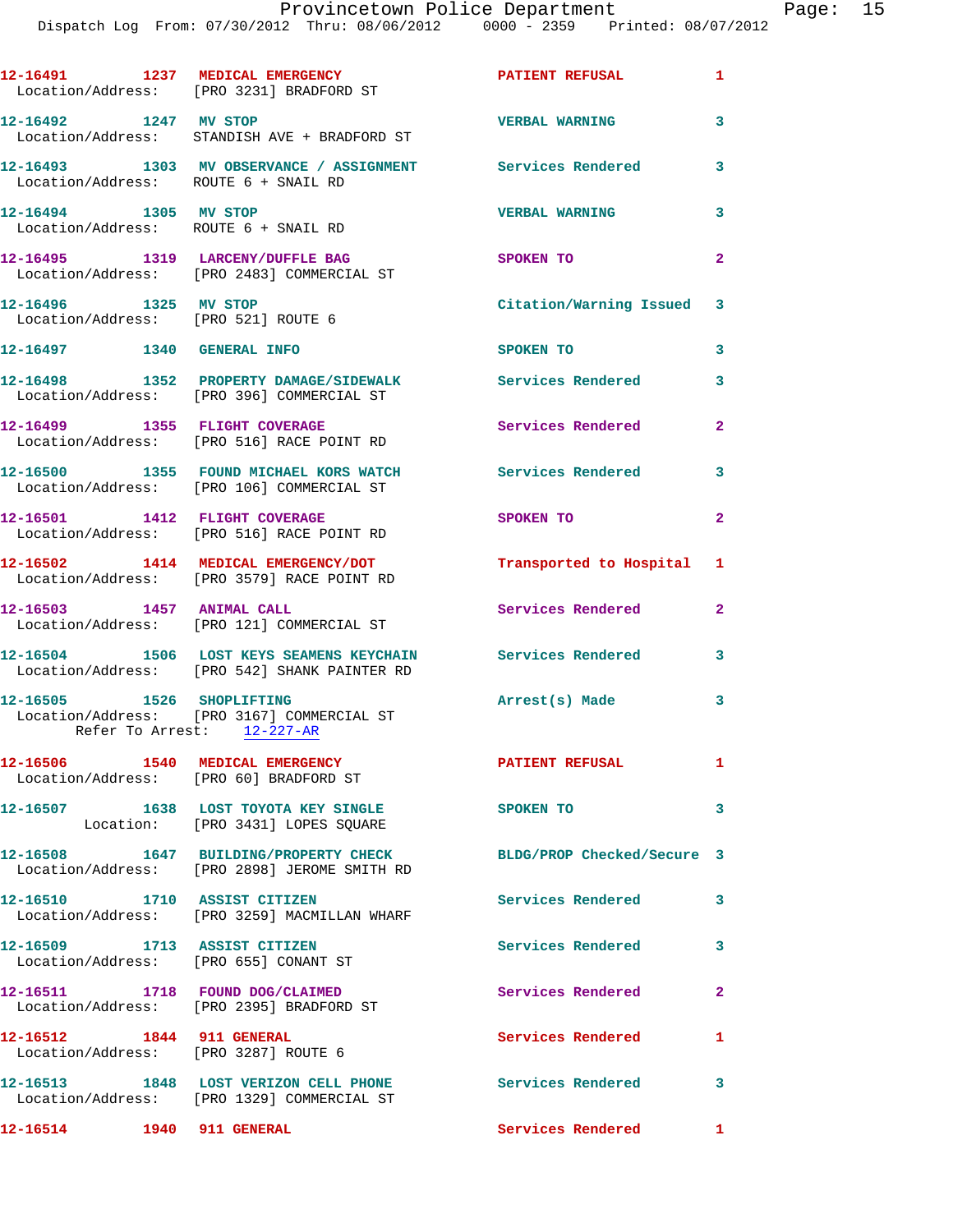12-16491 1237 MEDICAL EMERGENCY PATIENT REFUSAL 1
Location/Address: [PRO 3231] BRADFORD ST

12-16492 1247 MV STOP VERBAL WARNING 3
Location/Address: STANDISH AVE + BRADFORD ST

12-16493 1303 MV OBSERVANCE / ASSIGNMENT Services Rendered 3
Location/Address: ROUTE 6 + SNAIL RD

12-16494 1305 MV STOP VERBAL WARNING 3
Location/Address: ROUTE 6 + SNAIL RD

12-16495 1319 LARCENY/DUFFLE BAG SPOKEN TO 2
Location/Address: [PRO 2483] COMMERCIAL ST

12-16496 1325 MV STOP Citation/Warning Issued 3
Location/Address: [PRO 521] ROUTE 6

12-16497 1340 GENERAL INFO SPOKEN TO 3

12-16498 1352 PROPERTY DAMAGE/SIDEWALK Services Rendered 3
Location/Address: [PRO 396] COMMERCIAL ST

12-16499 1355 FLIGHT COVERAGE Services Rendered 2
Location/Address: [PRO 516] RACE POINT RD

12-16500 1355 FOUND MICHAEL KORS WATCH Services Rendered 3
Location/Address: [PRO 106] COMMERCIAL ST

12-16501 1412 FLIGHT COVERAGE SPOKEN TO 2
Location/Address: [PRO 516] RACE POINT RD

12-16502 1414 MEDICAL EMERGENCY/DOT Transported to Hospital 1
Location/Address: [PRO 3579] RACE POINT RD

12-16503 1457 ANIMAL CALL Services Rendered 2
Location/Address: [PRO 121] COMMERCIAL ST

12-16504 1506 LOST KEYS SEAMENS KEYCHAIN Services Rendered 3
Location/Address: [PRO 542] SHANK PAINTER RD

12-16505 1526 SHOPLIFTING Arrest(s) Made 3
Location/Address: [PRO 3167] COMMERCIAL ST
Refer To Arrest: 12-227-AR

12-16506 1540 MEDICAL EMERGENCY PATIENT REFUSAL 1
Location/Address: [PRO 60] BRADFORD ST

12-16507 1638 LOST TOYOTA KEY SINGLE SPOKEN TO 3
Location: [PRO 3431] LOPES SQUARE

12-16508 1647 BUILDING/PROPERTY CHECK BLDG/PROP Checked/Secure 3
Location/Address: [PRO 2898] JEROME SMITH RD

12-16510 1710 ASSIST CITIZEN Services Rendered 3
Location/Address: [PRO 3259] MACMILLAN WHARF

12-16509 1713 ASSIST CITIZEN Services Rendered 3
Location/Address: [PRO 655] CONANT ST

12-16511 1718 FOUND DOG/CLAIMED Services Rendered 2
Location/Address: [PRO 2395] BRADFORD ST

12-16512 1844 911 GENERAL Services Rendered 1
Location/Address: [PRO 3287] ROUTE 6

12-16513 1848 LOST VERIZON CELL PHONE Services Rendered 3
Location/Address: [PRO 1329] COMMERCIAL ST

12-16514 1940 911 GENERAL Services Rendered 1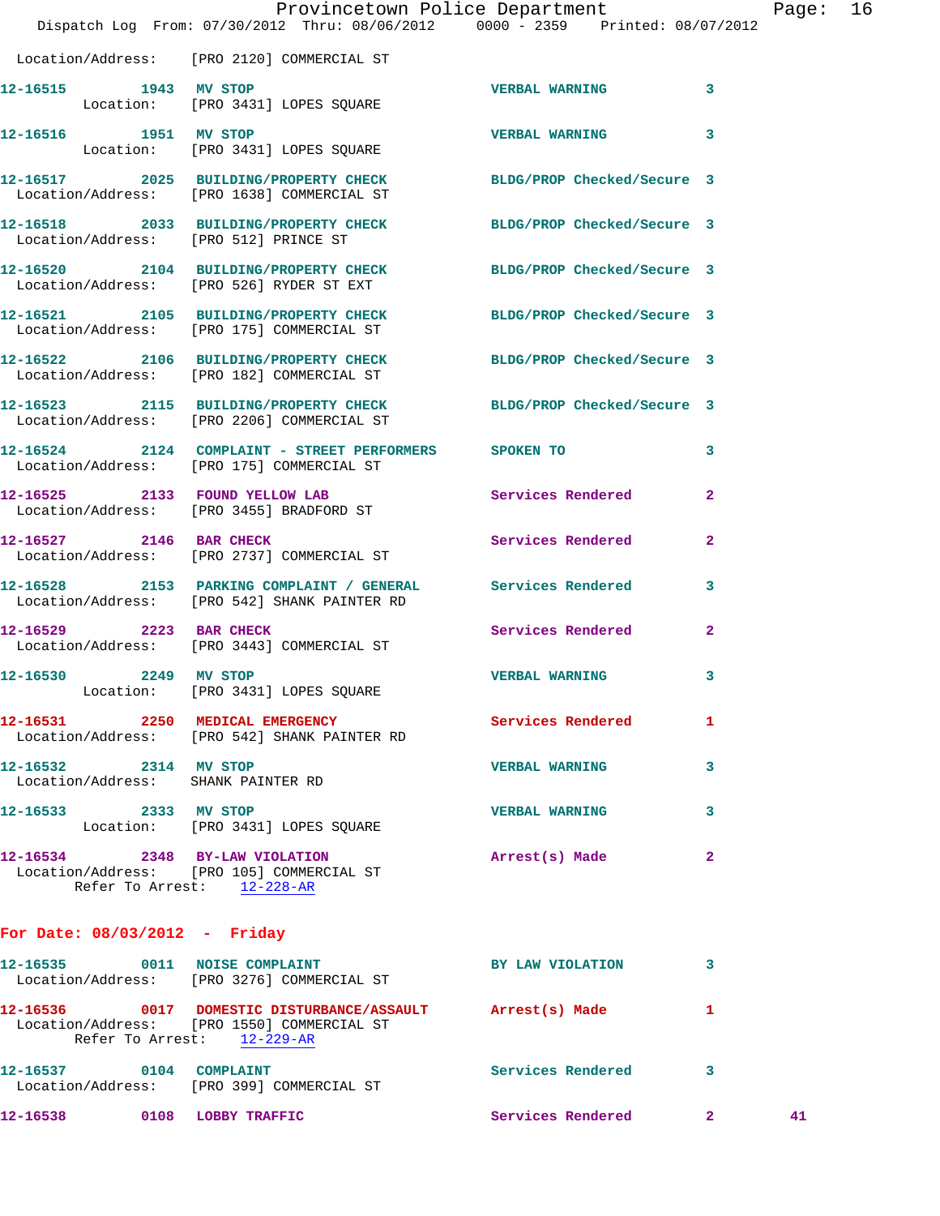Location/Address: [PRO 2120] COMMERCIAL ST

12-16515 1943 MV STOP VERBAL WARNING 3
Location: [PRO 3431] LOPES SQUARE

12-16516 1951 MV STOP VERBAL WARNING 3
Location: [PRO 3431] LOPES SQUARE

12-16517 2025 BUILDING/PROPERTY CHECK BLDG/PROP Checked/Secure 3
Location/Address: [PRO 1638] COMMERCIAL ST

12-16518 2033 BUILDING/PROPERTY CHECK BLDG/PROP Checked/Secure 3
Location/Address: [PRO 512] PRINCE ST

12-16520 2104 BUILDING/PROPERTY CHECK BLDG/PROP Checked/Secure 3
Location/Address: [PRO 526] RYDER ST EXT

12-16521 2105 BUILDING/PROPERTY CHECK BLDG/PROP Checked/Secure 3
Location/Address: [PRO 175] COMMERCIAL ST

12-16522 2106 BUILDING/PROPERTY CHECK BLDG/PROP Checked/Secure 3
Location/Address: [PRO 182] COMMERCIAL ST

12-16523 2115 BUILDING/PROPERTY CHECK BLDG/PROP Checked/Secure 3
Location/Address: [PRO 2206] COMMERCIAL ST

12-16524 2124 COMPLAINT - STREET PERFORMERS SPOKEN TO 3
Location/Address: [PRO 175] COMMERCIAL ST

12-16525 2133 FOUND YELLOW LAB Services Rendered 2
Location/Address: [PRO 3455] BRADFORD ST

12-16527 2146 BAR CHECK Services Rendered 2
Location/Address: [PRO 2737] COMMERCIAL ST

12-16528 2153 PARKING COMPLAINT / GENERAL Services Rendered 3
Location/Address: [PRO 542] SHANK PAINTER RD

12-16529 2223 BAR CHECK Services Rendered 2
Location/Address: [PRO 3443] COMMERCIAL ST

12-16530 2249 MV STOP VERBAL WARNING 3
Location: [PRO 3431] LOPES SQUARE

12-16531 2250 MEDICAL EMERGENCY Services Rendered 1
Location/Address: [PRO 542] SHANK PAINTER RD

12-16532 2314 MV STOP VERBAL WARNING 3
Location/Address: SHANK PAINTER RD

12-16533 2333 MV STOP VERBAL WARNING 3
Location: [PRO 3431] LOPES SQUARE

12-16534 2348 BY-LAW VIOLATION Arrest(s) Made 2
Location/Address: [PRO 105] COMMERCIAL ST
Refer To Arrest: 12-228-AR

## For Date: 08/03/2012 - Friday

12-16535 0011 NOISE COMPLAINT BY LAW VIOLATION 3
Location/Address: [PRO 3276] COMMERCIAL ST

12-16536 0017 DOMESTIC DISTURBANCE/ASSAULT Arrest(s) Made 1
Location/Address: [PRO 1550] COMMERCIAL ST
Refer To Arrest: 12-229-AR

12-16537 0104 COMPLAINT Services Rendered 3
Location/Address: [PRO 399] COMMERCIAL ST

12-16538 0108 LOBBY TRAFFIC Services Rendered 2 41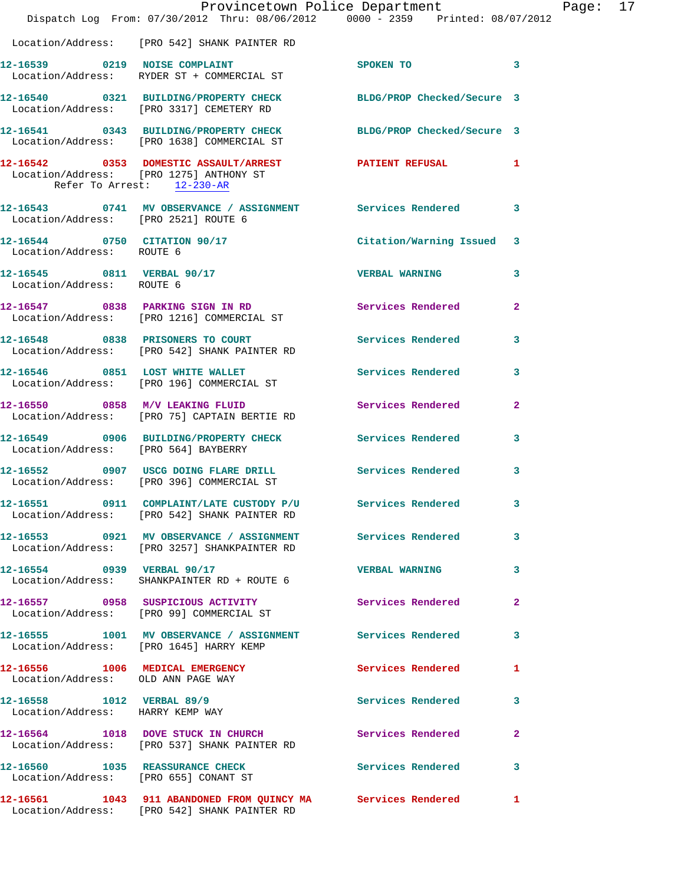Location/Address: [PRO 542] SHANK PAINTER RD

12-16539 0219 NOISE COMPLAINT SPOKEN TO 3
Location/Address: RYDER ST + COMMERCIAL ST

12-16540 0321 BUILDING/PROPERTY CHECK BLDG/PROP Checked/Secure 3
Location/Address: [PRO 3317] CEMETERY RD

12-16541 0343 BUILDING/PROPERTY CHECK BLDG/PROP Checked/Secure 3
Location/Address: [PRO 1638] COMMERCIAL ST

12-16542 0353 DOMESTIC ASSAULT/ARREST PATIENT REFUSAL 1
Location/Address: [PRO 1275] ANTHONY ST
Refer To Arrest: 12-230-AR

12-16543 0741 MV OBSERVANCE / ASSIGNMENT Services Rendered 3
Location/Address: [PRO 2521] ROUTE 6

12-16544 0750 CITATION 90/17 Citation/Warning Issued 3
Location/Address: ROUTE 6

12-16545 0811 VERBAL 90/17 VERBAL WARNING 3
Location/Address: ROUTE 6

12-16547 0838 PARKING SIGN IN RD Services Rendered 2
Location/Address: [PRO 1216] COMMERCIAL ST

12-16548 0838 PRISONERS TO COURT Services Rendered 3
Location/Address: [PRO 542] SHANK PAINTER RD

12-16546 0851 LOST WHITE WALLET Services Rendered 3
Location/Address: [PRO 196] COMMERCIAL ST

12-16550 0858 M/V LEAKING FLUID Services Rendered 2
Location/Address: [PRO 75] CAPTAIN BERTIE RD

12-16549 0906 BUILDING/PROPERTY CHECK Services Rendered 3
Location/Address: [PRO 564] BAYBERRY

12-16552 0907 USCG DOING FLARE DRILL Services Rendered 3
Location/Address: [PRO 396] COMMERCIAL ST

12-16551 0911 COMPLAINT/LATE CUSTODY P/U Services Rendered 3
Location/Address: [PRO 542] SHANK PAINTER RD

12-16553 0921 MV OBSERVANCE / ASSIGNMENT Services Rendered 3
Location/Address: [PRO 3257] SHANKPAINTER RD

12-16554 0939 VERBAL 90/17 VERBAL WARNING 3
Location/Address: SHANKPAINTER RD + ROUTE 6

12-16557 0958 SUSPICIOUS ACTIVITY Services Rendered 2
Location/Address: [PRO 99] COMMERCIAL ST

12-16555 1001 MV OBSERVANCE / ASSIGNMENT Services Rendered 3
Location/Address: [PRO 1645] HARRY KEMP

12-16556 1006 MEDICAL EMERGENCY Services Rendered 1
Location/Address: OLD ANN PAGE WAY

12-16558 1012 VERBAL 89/9 Services Rendered 3
Location/Address: HARRY KEMP WAY

12-16564 1018 DOVE STUCK IN CHURCH Services Rendered 2
Location/Address: [PRO 537] SHANK PAINTER RD

12-16560 1035 REASSURANCE CHECK Services Rendered 3
Location/Address: [PRO 655] CONANT ST

12-16561 1043 911 ABANDONED FROM QUINCY MA Services Rendered 1
Location/Address: [PRO 542] SHANK PAINTER RD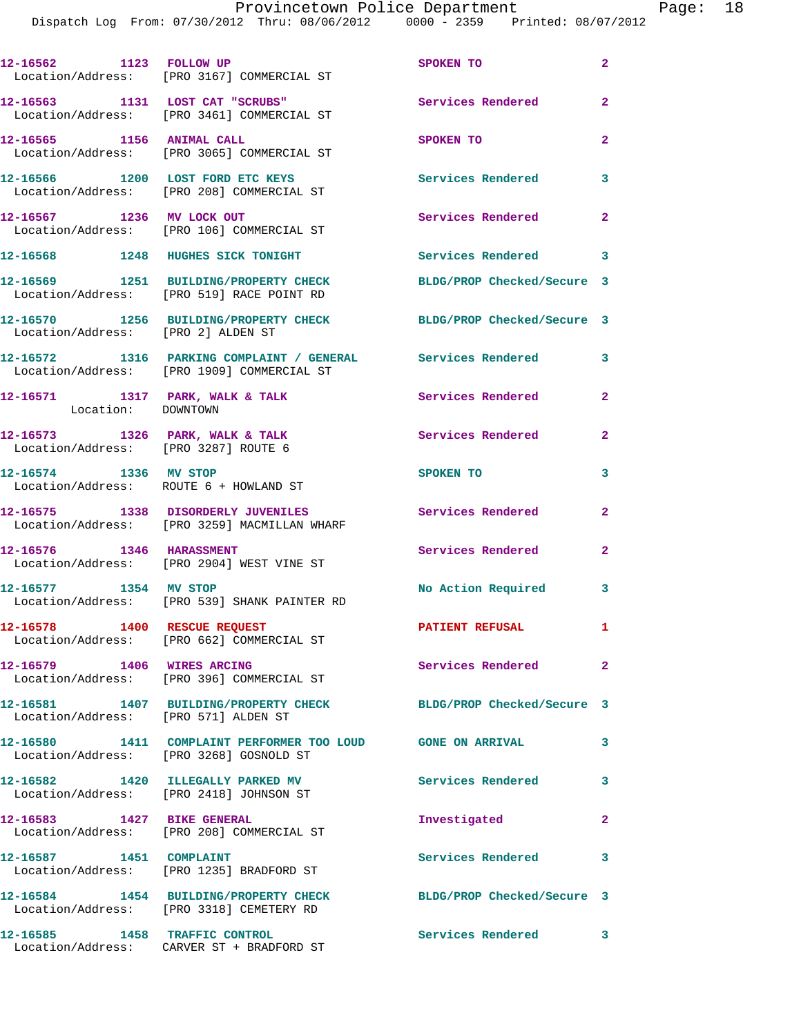12-16562 1123 FOLLOW UP SPOKEN TO 2
Location/Address: [PRO 3167] COMMERCIAL ST

12-16563 1131 LOST CAT "SCRUBS" Services Rendered 2
Location/Address: [PRO 3461] COMMERCIAL ST

12-16565 1156 ANIMAL CALL SPOKEN TO 2
Location/Address: [PRO 3065] COMMERCIAL ST

12-16566 1200 LOST FORD ETC KEYS Services Rendered 3
Location/Address: [PRO 208] COMMERCIAL ST

12-16567 1236 MV LOCK OUT Services Rendered 2
Location/Address: [PRO 106] COMMERCIAL ST

12-16568 1248 HUGHES SICK TONIGHT Services Rendered 3

12-16569 1251 BUILDING/PROPERTY CHECK BLDG/PROP Checked/Secure 3
Location/Address: [PRO 519] RACE POINT RD

12-16570 1256 BUILDING/PROPERTY CHECK BLDG/PROP Checked/Secure 3
Location/Address: [PRO 2] ALDEN ST

12-16572 1316 PARKING COMPLAINT / GENERAL Services Rendered 3
Location/Address: [PRO 1909] COMMERCIAL ST

12-16571 1317 PARK, WALK & TALK Services Rendered 2
Location: DOWNTOWN

12-16573 1326 PARK, WALK & TALK Services Rendered 2
Location/Address: [PRO 3287] ROUTE 6

12-16574 1336 MV STOP SPOKEN TO 3
Location/Address: ROUTE 6 + HOWLAND ST

12-16575 1338 DISORDERLY JUVENILES Services Rendered 2
Location/Address: [PRO 3259] MACMILLAN WHARF

12-16576 1346 HARASSMENT Services Rendered 2
Location/Address: [PRO 2904] WEST VINE ST

12-16577 1354 MV STOP No Action Required 3
Location/Address: [PRO 539] SHANK PAINTER RD

12-16578 1400 RESCUE REQUEST PATIENT REFUSAL 1
Location/Address: [PRO 662] COMMERCIAL ST

12-16579 1406 WIRES ARCING Services Rendered 2
Location/Address: [PRO 396] COMMERCIAL ST

12-16581 1407 BUILDING/PROPERTY CHECK BLDG/PROP Checked/Secure 3
Location/Address: [PRO 571] ALDEN ST

12-16580 1411 COMPLAINT PERFORMER TOO LOUD GONE ON ARRIVAL 3
Location/Address: [PRO 3268] GOSNOLD ST

12-16582 1420 ILLEGALLY PARKED MV Services Rendered 3
Location/Address: [PRO 2418] JOHNSON ST

12-16583 1427 BIKE GENERAL Investigated 2
Location/Address: [PRO 208] COMMERCIAL ST

12-16587 1451 COMPLAINT Services Rendered 3
Location/Address: [PRO 1235] BRADFORD ST

12-16584 1454 BUILDING/PROPERTY CHECK BLDG/PROP Checked/Secure 3
Location/Address: [PRO 3318] CEMETERY RD

12-16585 1458 TRAFFIC CONTROL Services Rendered 3
Location/Address: CARVER ST + BRADFORD ST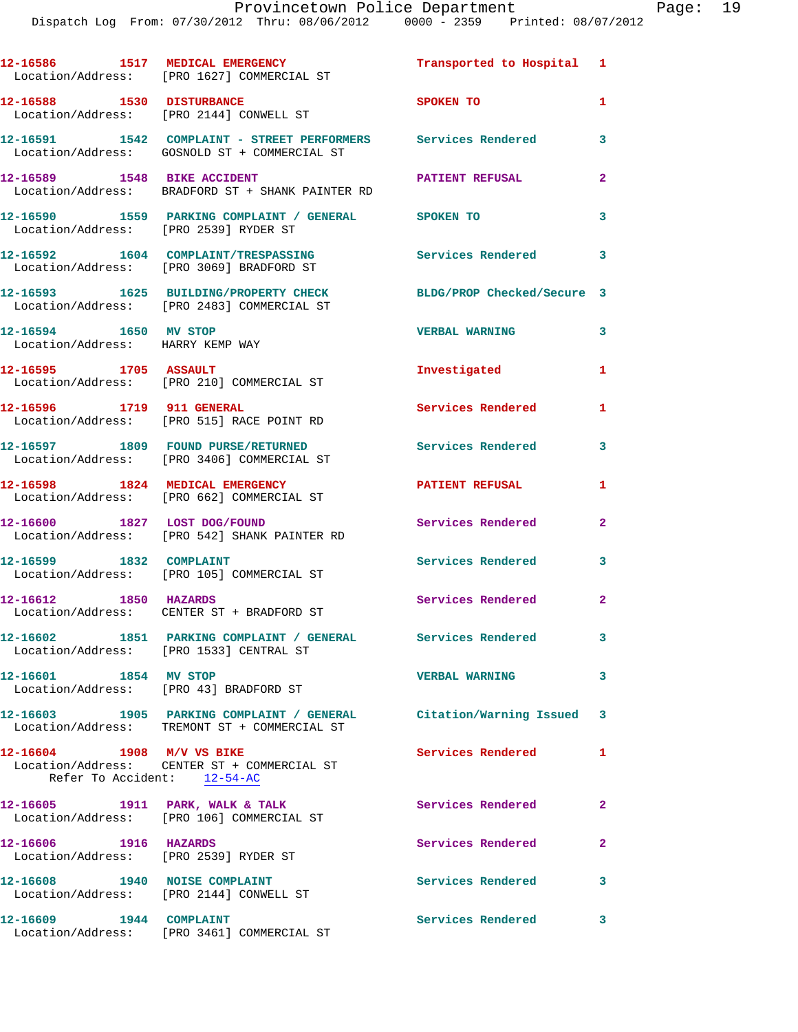12-16586 1517 MEDICAL EMERGENCY Transported to Hospital 1
Location/Address: [PRO 1627] COMMERCIAL ST

12-16588 1530 DISTURBANCE SPOKEN TO 1
Location/Address: [PRO 2144] CONWELL ST

12-16591 1542 COMPLAINT - STREET PERFORMERS Services Rendered 3
Location/Address: GOSNOLD ST + COMMERCIAL ST

12-16589 1548 BIKE ACCIDENT PATIENT REFUSAL 2
Location/Address: BRADFORD ST + SHANK PAINTER RD

12-16590 1559 PARKING COMPLAINT / GENERAL SPOKEN TO 3
Location/Address: [PRO 2539] RYDER ST

12-16592 1604 COMPLAINT/TRESPASSING Services Rendered 3
Location/Address: [PRO 3069] BRADFORD ST

12-16593 1625 BUILDING/PROPERTY CHECK BLDG/PROP Checked/Secure 3
Location/Address: [PRO 2483] COMMERCIAL ST

12-16594 1650 MV STOP VERBAL WARNING 3
Location/Address: HARRY KEMP WAY

12-16595 1705 ASSAULT Investigated 1
Location/Address: [PRO 210] COMMERCIAL ST

12-16596 1719 911 GENERAL Services Rendered 1
Location/Address: [PRO 515] RACE POINT RD

12-16597 1809 FOUND PURSE/RETURNED Services Rendered 3
Location/Address: [PRO 3406] COMMERCIAL ST

12-16598 1824 MEDICAL EMERGENCY PATIENT REFUSAL 1
Location/Address: [PRO 662] COMMERCIAL ST

12-16600 1827 LOST DOG/FOUND Services Rendered 2
Location/Address: [PRO 542] SHANK PAINTER RD

12-16599 1832 COMPLAINT Services Rendered 3
Location/Address: [PRO 105] COMMERCIAL ST

12-16612 1850 HAZARDS Services Rendered 2
Location/Address: CENTER ST + BRADFORD ST

12-16602 1851 PARKING COMPLAINT / GENERAL Services Rendered 3
Location/Address: [PRO 1533] CENTRAL ST

12-16601 1854 MV STOP VERBAL WARNING 3
Location/Address: [PRO 43] BRADFORD ST

12-16603 1905 PARKING COMPLAINT / GENERAL Citation/Warning Issued 3
Location/Address: TREMONT ST + COMMERCIAL ST

12-16604 1908 M/V VS BIKE Services Rendered 1
Location/Address: CENTER ST + COMMERCIAL ST
Refer To Accident: 12-54-AC

12-16605 1911 PARK, WALK & TALK Services Rendered 2
Location/Address: [PRO 106] COMMERCIAL ST

12-16606 1916 HAZARDS Services Rendered 2
Location/Address: [PRO 2539] RYDER ST

12-16608 1940 NOISE COMPLAINT Services Rendered 3
Location/Address: [PRO 2144] CONWELL ST

12-16609 1944 COMPLAINT Services Rendered 3
Location/Address: [PRO 3461] COMMERCIAL ST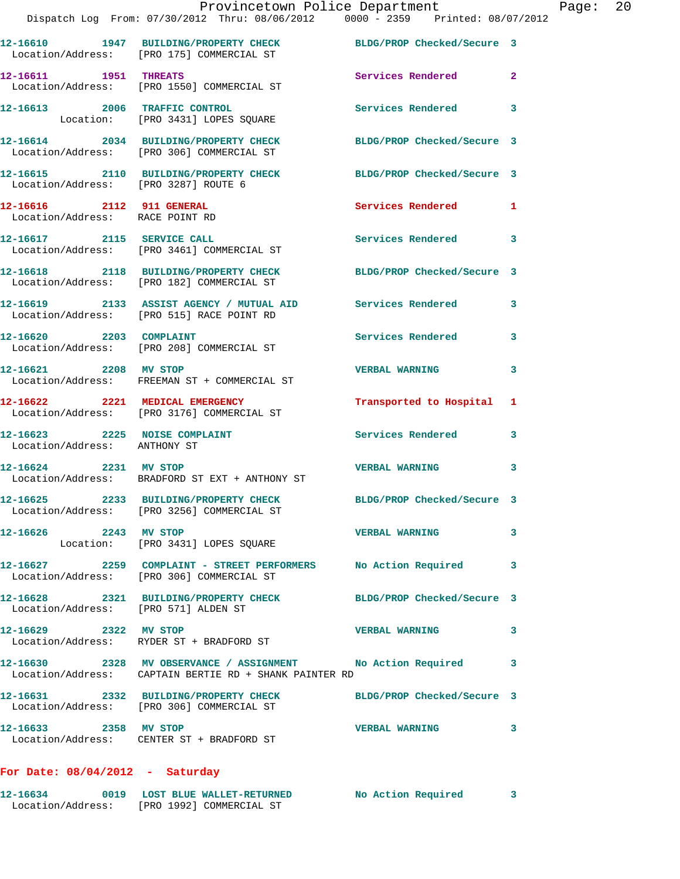12-16610 1947 BUILDING/PROPERTY CHECK BLDG/PROP Checked/Secure 3
Location/Address: [PRO 175] COMMERCIAL ST

12-16611 1951 THREATS Services Rendered 2
Location/Address: [PRO 1550] COMMERCIAL ST

12-16613 2006 TRAFFIC CONTROL Services Rendered 3
Location: [PRO 3431] LOPES SQUARE

12-16614 2034 BUILDING/PROPERTY CHECK BLDG/PROP Checked/Secure 3
Location/Address: [PRO 306] COMMERCIAL ST

12-16615 2110 BUILDING/PROPERTY CHECK BLDG/PROP Checked/Secure 3
Location/Address: [PRO 3287] ROUTE 6

12-16616 2112 911 GENERAL Services Rendered 1
Location/Address: RACE POINT RD

12-16617 2115 SERVICE CALL Services Rendered 3
Location/Address: [PRO 3461] COMMERCIAL ST

12-16618 2118 BUILDING/PROPERTY CHECK BLDG/PROP Checked/Secure 3
Location/Address: [PRO 182] COMMERCIAL ST

12-16619 2133 ASSIST AGENCY / MUTUAL AID Services Rendered 3
Location/Address: [PRO 515] RACE POINT RD

12-16620 2203 COMPLAINT Services Rendered 3
Location/Address: [PRO 208] COMMERCIAL ST

12-16621 2208 MV STOP VERBAL WARNING 3
Location/Address: FREEMAN ST + COMMERCIAL ST

12-16622 2221 MEDICAL EMERGENCY Transported to Hospital 1
Location/Address: [PRO 3176] COMMERCIAL ST

12-16623 2225 NOISE COMPLAINT Services Rendered 3
Location/Address: ANTHONY ST

12-16624 2231 MV STOP VERBAL WARNING 3
Location/Address: BRADFORD ST EXT + ANTHONY ST

12-16625 2233 BUILDING/PROPERTY CHECK BLDG/PROP Checked/Secure 3
Location/Address: [PRO 3256] COMMERCIAL ST

12-16626 2243 MV STOP VERBAL WARNING 3
Location: [PRO 3431] LOPES SQUARE

12-16627 2259 COMPLAINT - STREET PERFORMERS No Action Required 3
Location/Address: [PRO 306] COMMERCIAL ST

12-16628 2321 BUILDING/PROPERTY CHECK BLDG/PROP Checked/Secure 3
Location/Address: [PRO 571] ALDEN ST

12-16629 2322 MV STOP VERBAL WARNING 3
Location/Address: RYDER ST + BRADFORD ST

12-16630 2328 MV OBSERVANCE / ASSIGNMENT No Action Required 3
Location/Address: CAPTAIN BERTIE RD + SHANK PAINTER RD

12-16631 2332 BUILDING/PROPERTY CHECK BLDG/PROP Checked/Secure 3
Location/Address: [PRO 306] COMMERCIAL ST

12-16633 2358 MV STOP VERBAL WARNING 3
Location/Address: CENTER ST + BRADFORD ST

**For Date: 08/04/2012 - Saturday**

12-16634 0019 LOST BLUE WALLET-RETURNED No Action Required 3
Location/Address: [PRO 1992] COMMERCIAL ST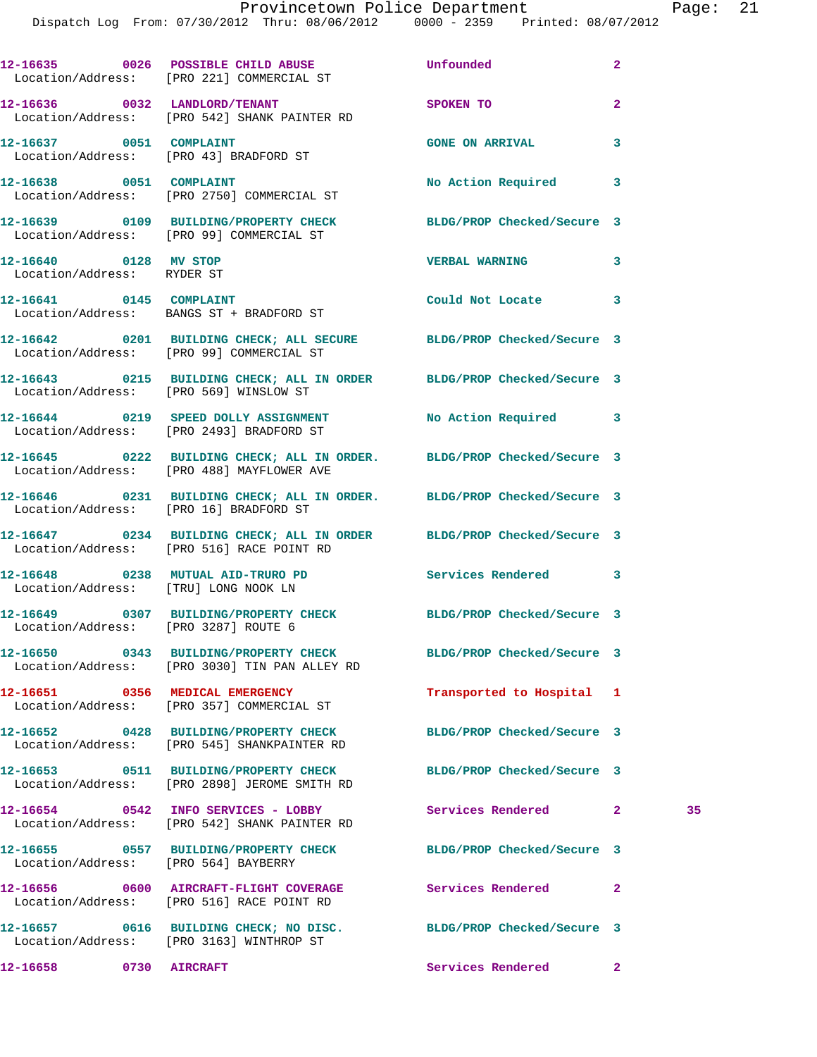12-16635 0026 POSSIBLE CHILD ABUSE Unfounded 2
Location/Address: [PRO 221] COMMERCIAL ST

12-16636 0032 LANDLORD/TENANT SPOKEN TO 2
Location/Address: [PRO 542] SHANK PAINTER RD

12-16637 0051 COMPLAINT GONE ON ARRIVAL 3
Location/Address: [PRO 43] BRADFORD ST

12-16638 0051 COMPLAINT No Action Required 3
Location/Address: [PRO 2750] COMMERCIAL ST

12-16639 0109 BUILDING/PROPERTY CHECK BLDG/PROP Checked/Secure 3
Location/Address: [PRO 99] COMMERCIAL ST

12-16640 0128 MV STOP VERBAL WARNING 3
Location/Address: RYDER ST

12-16641 0145 COMPLAINT Could Not Locate 3
Location/Address: BANGS ST + BRADFORD ST

12-16642 0201 BUILDING CHECK; ALL SECURE BLDG/PROP Checked/Secure 3
Location/Address: [PRO 99] COMMERCIAL ST

12-16643 0215 BUILDING CHECK; ALL IN ORDER BLDG/PROP Checked/Secure 3
Location/Address: [PRO 569] WINSLOW ST

12-16644 0219 SPEED DOLLY ASSIGNMENT No Action Required 3
Location/Address: [PRO 2493] BRADFORD ST

12-16645 0222 BUILDING CHECK; ALL IN ORDER. BLDG/PROP Checked/Secure 3
Location/Address: [PRO 488] MAYFLOWER AVE

12-16646 0231 BUILDING CHECK; ALL IN ORDER. BLDG/PROP Checked/Secure 3
Location/Address: [PRO 16] BRADFORD ST

12-16647 0234 BUILDING CHECK; ALL IN ORDER BLDG/PROP Checked/Secure 3
Location/Address: [PRO 516] RACE POINT RD

12-16648 0238 MUTUAL AID-TRURO PD Services Rendered 3
Location/Address: [TRU] LONG NOOK LN

12-16649 0307 BUILDING/PROPERTY CHECK BLDG/PROP Checked/Secure 3
Location/Address: [PRO 3287] ROUTE 6

12-16650 0343 BUILDING/PROPERTY CHECK BLDG/PROP Checked/Secure 3
Location/Address: [PRO 3030] TIN PAN ALLEY RD

12-16651 0356 MEDICAL EMERGENCY Transported to Hospital 1
Location/Address: [PRO 357] COMMERCIAL ST

12-16652 0428 BUILDING/PROPERTY CHECK BLDG/PROP Checked/Secure 3
Location/Address: [PRO 545] SHANKPAINTER RD

12-16653 0511 BUILDING/PROPERTY CHECK BLDG/PROP Checked/Secure 3
Location/Address: [PRO 2898] JEROME SMITH RD

12-16654 0542 INFO SERVICES - LOBBY Services Rendered 2 35
Location/Address: [PRO 542] SHANK PAINTER RD

12-16655 0557 BUILDING/PROPERTY CHECK BLDG/PROP Checked/Secure 3
Location/Address: [PRO 564] BAYBERRY

12-16656 0600 AIRCRAFT-FLIGHT COVERAGE Services Rendered 2
Location/Address: [PRO 516] RACE POINT RD

12-16657 0616 BUILDING CHECK; NO DISC. BLDG/PROP Checked/Secure 3
Location/Address: [PRO 3163] WINTHROP ST

12-16658 0730 AIRCRAFT Services Rendered 2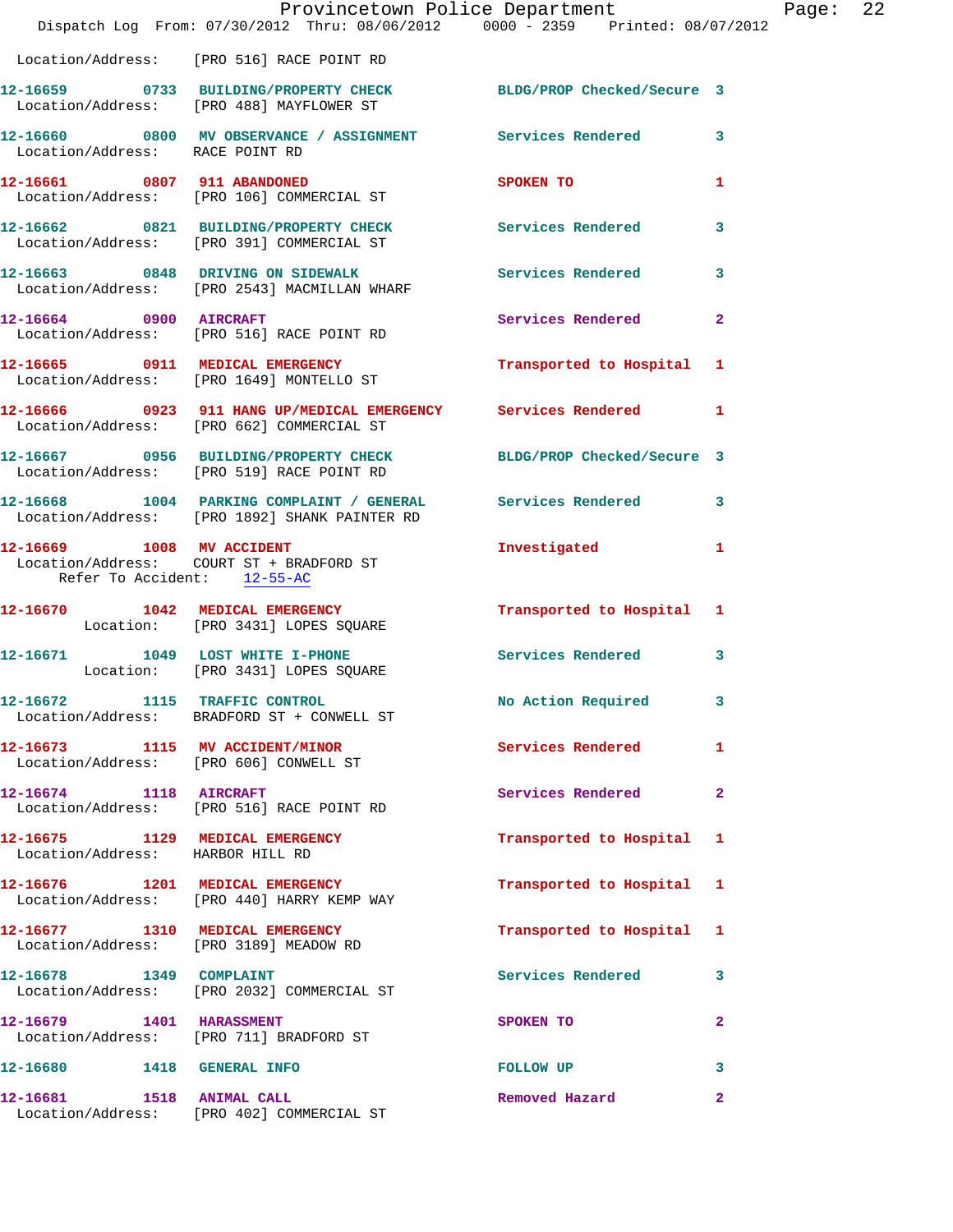Location/Address: [PRO 516] RACE POINT RD

**12-16659 0733 BUILDING/PROPERTY CHECK** BLDG/PROP Checked/Secure 3
Location/Address: [PRO 488] MAYFLOWER ST

**12-16660 0800 MV OBSERVANCE / ASSIGNMENT** Services Rendered 3
Location/Address: RACE POINT RD

**12-16661 0807 911 ABANDONED** SPOKEN TO 1
Location/Address: [PRO 106] COMMERCIAL ST

**12-16662 0821 BUILDING/PROPERTY CHECK** Services Rendered 3
Location/Address: [PRO 391] COMMERCIAL ST

**12-16663 0848 DRIVING ON SIDEWALK** Services Rendered 3
Location/Address: [PRO 2543] MACMILLAN WHARF

**12-16664 0900 AIRCRAFT** Services Rendered 2
Location/Address: [PRO 516] RACE POINT RD

**12-16665 0911 MEDICAL EMERGENCY** Transported to Hospital 1
Location/Address: [PRO 1649] MONTELLO ST

**12-16666 0923 911 HANG UP/MEDICAL EMERGENCY** Services Rendered 1
Location/Address: [PRO 662] COMMERCIAL ST

**12-16667 0956 BUILDING/PROPERTY CHECK** BLDG/PROP Checked/Secure 3
Location/Address: [PRO 519] RACE POINT RD

**12-16668 1004 PARKING COMPLAINT / GENERAL** Services Rendered 3
Location/Address: [PRO 1892] SHANK PAINTER RD

**12-16669 1008 MV ACCIDENT** Investigated 1
Location/Address: COURT ST + BRADFORD ST
Refer To Accident: 12-55-AC

**12-16670 1042 MEDICAL EMERGENCY** Transported to Hospital 1
Location: [PRO 3431] LOPES SQUARE

**12-16671 1049 LOST WHITE I-PHONE** Services Rendered 3
Location: [PRO 3431] LOPES SQUARE

**12-16672 1115 TRAFFIC CONTROL** No Action Required 3
Location/Address: BRADFORD ST + CONWELL ST

**12-16673 1115 MV ACCIDENT/MINOR** Services Rendered 1
Location/Address: [PRO 606] CONWELL ST

**12-16674 1118 AIRCRAFT** Services Rendered 2
Location/Address: [PRO 516] RACE POINT RD

**12-16675 1129 MEDICAL EMERGENCY** Transported to Hospital 1
Location/Address: HARBOR HILL RD

**12-16676 1201 MEDICAL EMERGENCY** Transported to Hospital 1
Location/Address: [PRO 440] HARRY KEMP WAY

**12-16677 1310 MEDICAL EMERGENCY** Transported to Hospital 1
Location/Address: [PRO 3189] MEADOW RD

**12-16678 1349 COMPLAINT** Services Rendered 3
Location/Address: [PRO 2032] COMMERCIAL ST

**12-16679 1401 HARASSMENT** SPOKEN TO 2
Location/Address: [PRO 711] BRADFORD ST

**12-16680 1418 GENERAL INFO** FOLLOW UP 3

**12-16681 1518 ANIMAL CALL** Removed Hazard 2
Location/Address: [PRO 402] COMMERCIAL ST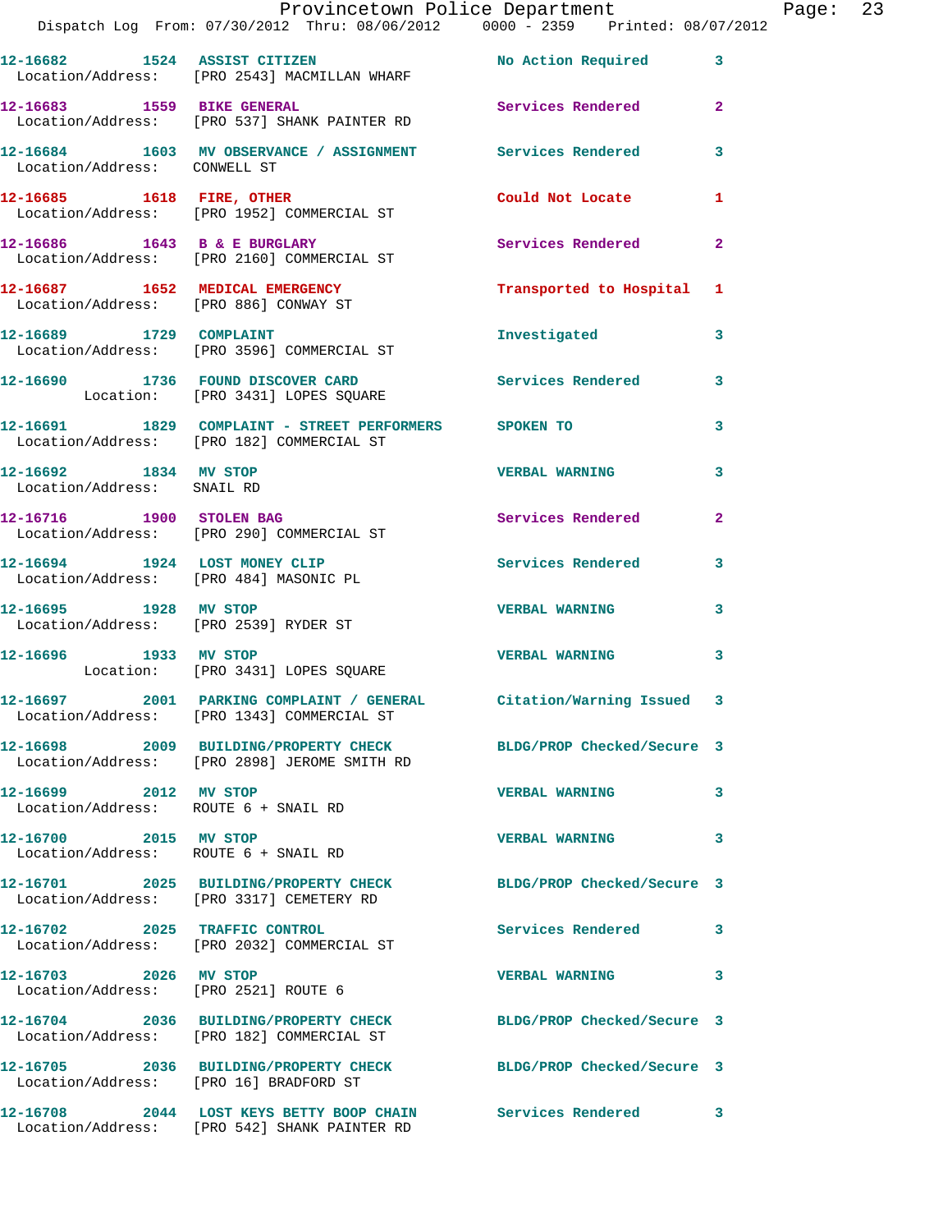12-16682 1524 ASSIST CITIZEN No Action Required 3
Location/Address: [PRO 2543] MACMILLAN WHARF

12-16683 1559 BIKE GENERAL Services Rendered 2
Location/Address: [PRO 537] SHANK PAINTER RD

12-16684 1603 MV OBSERVANCE / ASSIGNMENT Services Rendered 3
Location/Address: CONWELL ST

12-16685 1618 FIRE, OTHER Could Not Locate 1
Location/Address: [PRO 1952] COMMERCIAL ST

12-16686 1643 B & E BURGLARY Services Rendered 2
Location/Address: [PRO 2160] COMMERCIAL ST

12-16687 1652 MEDICAL EMERGENCY Transported to Hospital 1
Location/Address: [PRO 886] CONWAY ST

12-16689 1729 COMPLAINT Investigated 3
Location/Address: [PRO 3596] COMMERCIAL ST

12-16690 1736 FOUND DISCOVER CARD Services Rendered 3
Location: [PRO 3431] LOPES SQUARE

12-16691 1829 COMPLAINT - STREET PERFORMERS SPOKEN TO 3
Location/Address: [PRO 182] COMMERCIAL ST

12-16692 1834 MV STOP VERBAL WARNING 3
Location/Address: SNAIL RD

12-16716 1900 STOLEN BAG Services Rendered 2
Location/Address: [PRO 290] COMMERCIAL ST

12-16694 1924 LOST MONEY CLIP Services Rendered 3
Location/Address: [PRO 484] MASONIC PL

12-16695 1928 MV STOP VERBAL WARNING 3
Location/Address: [PRO 2539] RYDER ST

12-16696 1933 MV STOP VERBAL WARNING 3
Location: [PRO 3431] LOPES SQUARE

12-16697 2001 PARKING COMPLAINT / GENERAL Citation/Warning Issued 3
Location/Address: [PRO 1343] COMMERCIAL ST

12-16698 2009 BUILDING/PROPERTY CHECK BLDG/PROP Checked/Secure 3
Location/Address: [PRO 2898] JEROME SMITH RD

12-16699 2012 MV STOP VERBAL WARNING 3
Location/Address: ROUTE 6 + SNAIL RD

12-16700 2015 MV STOP VERBAL WARNING 3
Location/Address: ROUTE 6 + SNAIL RD

12-16701 2025 BUILDING/PROPERTY CHECK BLDG/PROP Checked/Secure 3
Location/Address: [PRO 3317] CEMETERY RD

12-16702 2025 TRAFFIC CONTROL Services Rendered 3
Location/Address: [PRO 2032] COMMERCIAL ST

12-16703 2026 MV STOP VERBAL WARNING 3
Location/Address: [PRO 2521] ROUTE 6

12-16704 2036 BUILDING/PROPERTY CHECK BLDG/PROP Checked/Secure 3
Location/Address: [PRO 182] COMMERCIAL ST

12-16705 2036 BUILDING/PROPERTY CHECK BLDG/PROP Checked/Secure 3
Location/Address: [PRO 16] BRADFORD ST

12-16708 2044 LOST KEYS BETTY BOOP CHAIN Services Rendered 3
Location/Address: [PRO 542] SHANK PAINTER RD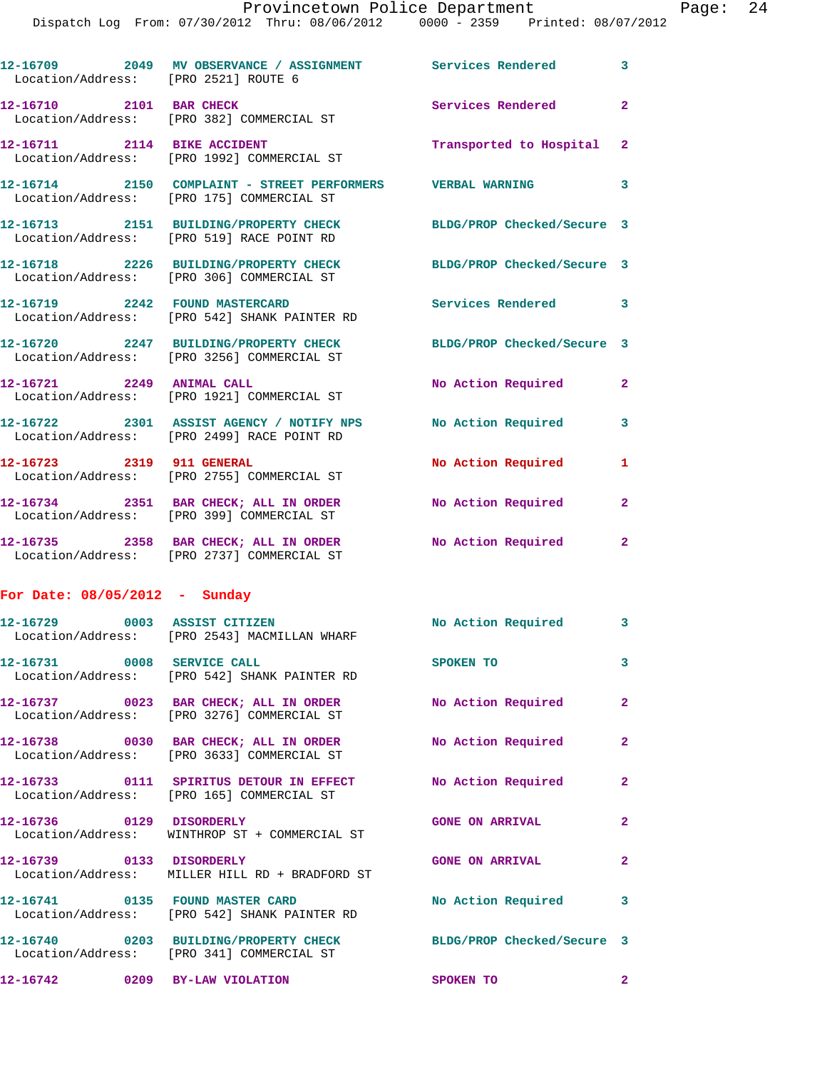12-16709 2049 MV OBSERVANCE / ASSIGNMENT Services Rendered 3
Location/Address: [PRO 2521] ROUTE 6

12-16710 2101 BAR CHECK Services Rendered 2
Location/Address: [PRO 382] COMMERCIAL ST

12-16711 2114 BIKE ACCIDENT Transported to Hospital 2
Location/Address: [PRO 1992] COMMERCIAL ST

12-16714 2150 COMPLAINT - STREET PERFORMERS VERBAL WARNING 3
Location/Address: [PRO 175] COMMERCIAL ST

12-16713 2151 BUILDING/PROPERTY CHECK BLDG/PROP Checked/Secure 3
Location/Address: [PRO 519] RACE POINT RD

12-16718 2226 BUILDING/PROPERTY CHECK BLDG/PROP Checked/Secure 3
Location/Address: [PRO 306] COMMERCIAL ST

12-16719 2242 FOUND MASTERCARD Services Rendered 3
Location/Address: [PRO 542] SHANK PAINTER RD

12-16720 2247 BUILDING/PROPERTY CHECK BLDG/PROP Checked/Secure 3
Location/Address: [PRO 3256] COMMERCIAL ST

12-16721 2249 ANIMAL CALL No Action Required 2
Location/Address: [PRO 1921] COMMERCIAL ST

12-16722 2301 ASSIST AGENCY / NOTIFY NPS No Action Required 3
Location/Address: [PRO 2499] RACE POINT RD

12-16723 2319 911 GENERAL No Action Required 1
Location/Address: [PRO 2755] COMMERCIAL ST

12-16734 2351 BAR CHECK; ALL IN ORDER No Action Required 2
Location/Address: [PRO 399] COMMERCIAL ST

12-16735 2358 BAR CHECK; ALL IN ORDER No Action Required 2
Location/Address: [PRO 2737] COMMERCIAL ST

**For Date: 08/05/2012 - Sunday**

12-16729 0003 ASSIST CITIZEN No Action Required 3
Location/Address: [PRO 2543] MACMILLAN WHARF

12-16731 0008 SERVICE CALL SPOKEN TO 3
Location/Address: [PRO 542] SHANK PAINTER RD

12-16737 0023 BAR CHECK; ALL IN ORDER No Action Required 2
Location/Address: [PRO 3276] COMMERCIAL ST

12-16738 0030 BAR CHECK; ALL IN ORDER No Action Required 2
Location/Address: [PRO 3633] COMMERCIAL ST

12-16733 0111 SPIRITUS DETOUR IN EFFECT No Action Required 2
Location/Address: [PRO 165] COMMERCIAL ST

12-16736 0129 DISORDERLY GONE ON ARRIVAL 2
Location/Address: WINTHROP ST + COMMERCIAL ST

12-16739 0133 DISORDERLY GONE ON ARRIVAL 2
Location/Address: MILLER HILL RD + BRADFORD ST

12-16741 0135 FOUND MASTER CARD No Action Required 3
Location/Address: [PRO 542] SHANK PAINTER RD

12-16740 0203 BUILDING/PROPERTY CHECK BLDG/PROP Checked/Secure 3
Location/Address: [PRO 341] COMMERCIAL ST

12-16742 0209 BY-LAW VIOLATION SPOKEN TO 2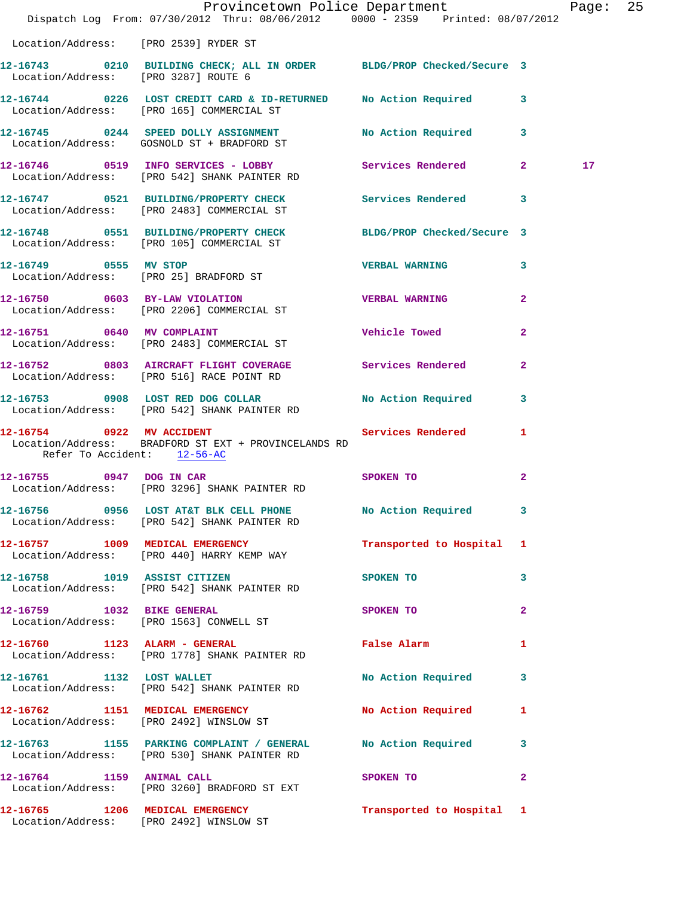Location/Address: [PRO 2539] RYDER ST

12-16743 0210 BUILDING CHECK; ALL IN ORDER BLDG/PROP Checked/Secure 3
Location/Address: [PRO 3287] ROUTE 6

12-16744 0226 LOST CREDIT CARD & ID-RETURNED No Action Required 3
Location/Address: [PRO 165] COMMERCIAL ST

12-16745 0244 SPEED DOLLY ASSIGNMENT No Action Required 3
Location/Address: GOSNOLD ST + BRADFORD ST

12-16746 0519 INFO SERVICES - LOBBY Services Rendered 2 17
Location/Address: [PRO 542] SHANK PAINTER RD

12-16747 0521 BUILDING/PROPERTY CHECK Services Rendered 3
Location/Address: [PRO 2483] COMMERCIAL ST

12-16748 0551 BUILDING/PROPERTY CHECK BLDG/PROP Checked/Secure 3
Location/Address: [PRO 105] COMMERCIAL ST

12-16749 0555 MV STOP VERBAL WARNING 3
Location/Address: [PRO 25] BRADFORD ST

12-16750 0603 BY-LAW VIOLATION VERBAL WARNING 2
Location/Address: [PRO 2206] COMMERCIAL ST

12-16751 0640 MV COMPLAINT Vehicle Towed 2
Location/Address: [PRO 2483] COMMERCIAL ST

12-16752 0803 AIRCRAFT FLIGHT COVERAGE Services Rendered 2
Location/Address: [PRO 516] RACE POINT RD

12-16753 0908 LOST RED DOG COLLAR No Action Required 3
Location/Address: [PRO 542] SHANK PAINTER RD

12-16754 0922 MV ACCIDENT Services Rendered 1
Location/Address: BRADFORD ST EXT + PROVINCELANDS RD
Refer To Accident: 12-56-AC

12-16755 0947 DOG IN CAR SPOKEN TO 2
Location/Address: [PRO 3296] SHANK PAINTER RD

12-16756 0956 LOST AT&T BLK CELL PHONE No Action Required 3
Location/Address: [PRO 542] SHANK PAINTER RD

12-16757 1009 MEDICAL EMERGENCY Transported to Hospital 1
Location/Address: [PRO 440] HARRY KEMP WAY

12-16758 1019 ASSIST CITIZEN SPOKEN TO 3
Location/Address: [PRO 542] SHANK PAINTER RD

12-16759 1032 BIKE GENERAL SPOKEN TO 2
Location/Address: [PRO 1563] CONWELL ST

12-16760 1123 ALARM - GENERAL False Alarm 1
Location/Address: [PRO 1778] SHANK PAINTER RD

12-16761 1132 LOST WALLET No Action Required 3
Location/Address: [PRO 542] SHANK PAINTER RD

12-16762 1151 MEDICAL EMERGENCY No Action Required 1
Location/Address: [PRO 2492] WINSLOW ST

12-16763 1155 PARKING COMPLAINT / GENERAL No Action Required 3
Location/Address: [PRO 530] SHANK PAINTER RD

12-16764 1159 ANIMAL CALL SPOKEN TO 2
Location/Address: [PRO 3260] BRADFORD ST EXT

12-16765 1206 MEDICAL EMERGENCY Transported to Hospital 1
Location/Address: [PRO 2492] WINSLOW ST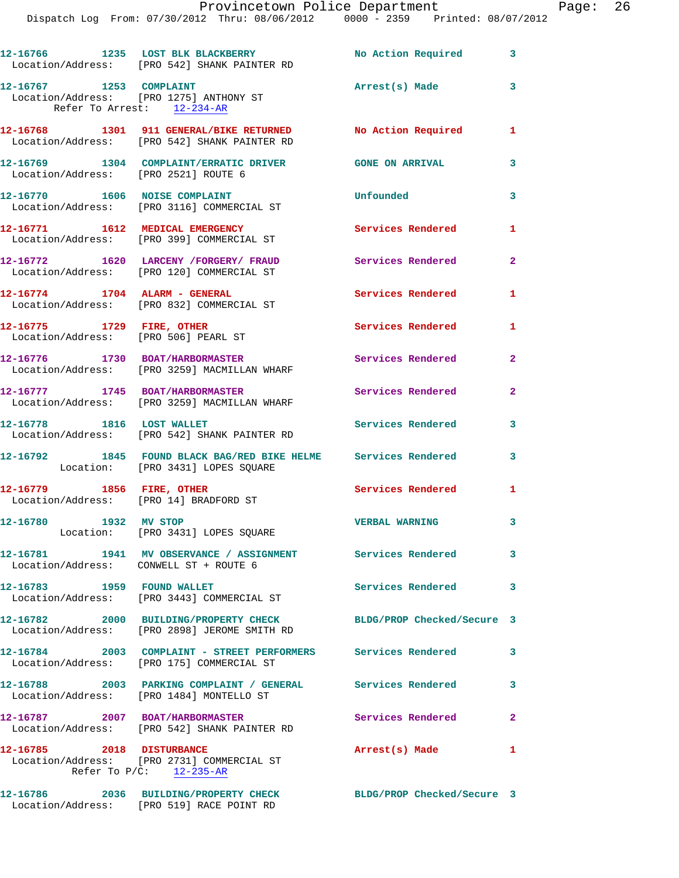12-16766 1235 LOST BLK BLACKBERRY No Action Required 3
Location/Address: [PRO 542] SHANK PAINTER RD

12-16767 1253 COMPLAINT Arrest(s) Made 3
Location/Address: [PRO 1275] ANTHONY ST
Refer To Arrest: 12-234-AR

12-16768 1301 911 GENERAL/BIKE RETURNED No Action Required 1
Location/Address: [PRO 542] SHANK PAINTER RD

12-16769 1304 COMPLAINT/ERRATIC DRIVER GONE ON ARRIVAL 3
Location/Address: [PRO 2521] ROUTE 6

12-16770 1606 NOISE COMPLAINT Unfounded 3
Location/Address: [PRO 3116] COMMERCIAL ST

12-16771 1612 MEDICAL EMERGENCY Services Rendered 1
Location/Address: [PRO 399] COMMERCIAL ST

12-16772 1620 LARCENY /FORGERY/ FRAUD Services Rendered 2
Location/Address: [PRO 120] COMMERCIAL ST

12-16774 1704 ALARM - GENERAL Services Rendered 1
Location/Address: [PRO 832] COMMERCIAL ST

12-16775 1729 FIRE, OTHER Services Rendered 1
Location/Address: [PRO 506] PEARL ST

12-16776 1730 BOAT/HARBORMASTER Services Rendered 2
Location/Address: [PRO 3259] MACMILLAN WHARF

12-16777 1745 BOAT/HARBORMASTER Services Rendered 2
Location/Address: [PRO 3259] MACMILLAN WHARF

12-16778 1816 LOST WALLET Services Rendered 3
Location/Address: [PRO 542] SHANK PAINTER RD

12-16792 1845 FOUND BLACK BAG/RED BIKE HELME Services Rendered 3
Location: [PRO 3431] LOPES SQUARE

12-16779 1856 FIRE, OTHER Services Rendered 1
Location/Address: [PRO 14] BRADFORD ST

12-16780 1932 MV STOP VERBAL WARNING 3
Location: [PRO 3431] LOPES SQUARE

12-16781 1941 MV OBSERVANCE / ASSIGNMENT Services Rendered 3
Location/Address: CONWELL ST + ROUTE 6

12-16783 1959 FOUND WALLET Services Rendered 3
Location/Address: [PRO 3443] COMMERCIAL ST

12-16782 2000 BUILDING/PROPERTY CHECK BLDG/PROP Checked/Secure 3
Location/Address: [PRO 2898] JEROME SMITH RD

12-16784 2003 COMPLAINT - STREET PERFORMERS Services Rendered 3
Location/Address: [PRO 175] COMMERCIAL ST

12-16788 2003 PARKING COMPLAINT / GENERAL Services Rendered 3
Location/Address: [PRO 1484] MONTELLO ST

12-16787 2007 BOAT/HARBORMASTER Services Rendered 2
Location/Address: [PRO 542] SHANK PAINTER RD

12-16785 2018 DISTURBANCE Arrest(s) Made 1
Location/Address: [PRO 2731] COMMERCIAL ST
Refer To P/C: 12-235-AR

12-16786 2036 BUILDING/PROPERTY CHECK BLDG/PROP Checked/Secure 3
Location/Address: [PRO 519] RACE POINT RD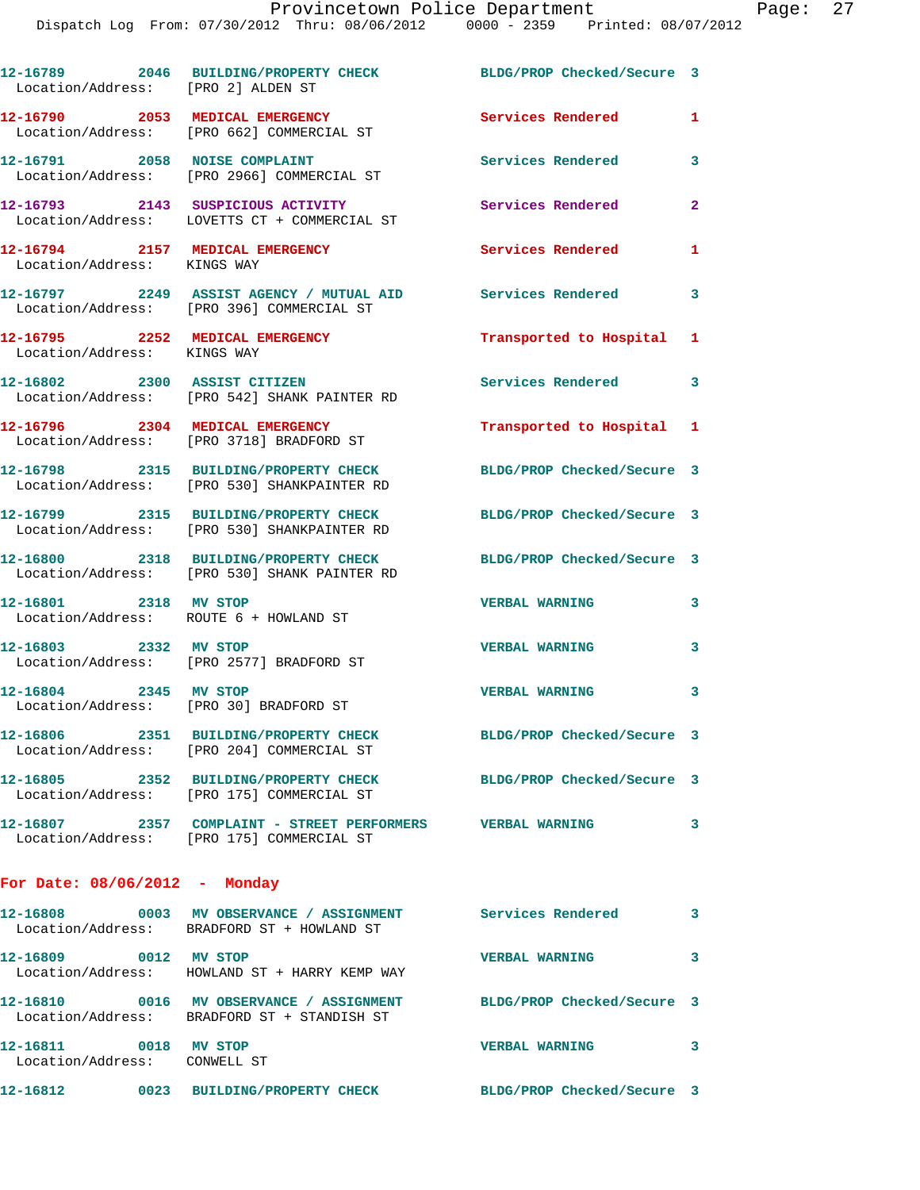12-16789 2046 BUILDING/PROPERTY CHECK BLDG/PROP Checked/Secure 3
Location/Address: [PRO 2] ALDEN ST

12-16790 2053 MEDICAL EMERGENCY Services Rendered 1
Location/Address: [PRO 662] COMMERCIAL ST

12-16791 2058 NOISE COMPLAINT Services Rendered 3
Location/Address: [PRO 2966] COMMERCIAL ST

12-16793 2143 SUSPICIOUS ACTIVITY Services Rendered 2
Location/Address: LOVETTS CT + COMMERCIAL ST

12-16794 2157 MEDICAL EMERGENCY Services Rendered 1
Location/Address: KINGS WAY

12-16797 2249 ASSIST AGENCY / MUTUAL AID Services Rendered 3
Location/Address: [PRO 396] COMMERCIAL ST

12-16795 2252 MEDICAL EMERGENCY Transported to Hospital 1
Location/Address: KINGS WAY

12-16802 2300 ASSIST CITIZEN Services Rendered 3
Location/Address: [PRO 542] SHANK PAINTER RD

12-16796 2304 MEDICAL EMERGENCY Transported to Hospital 1
Location/Address: [PRO 3718] BRADFORD ST

12-16798 2315 BUILDING/PROPERTY CHECK BLDG/PROP Checked/Secure 3
Location/Address: [PRO 530] SHANKPAINTER RD

12-16799 2315 BUILDING/PROPERTY CHECK BLDG/PROP Checked/Secure 3
Location/Address: [PRO 530] SHANKPAINTER RD

12-16800 2318 BUILDING/PROPERTY CHECK BLDG/PROP Checked/Secure 3
Location/Address: [PRO 530] SHANK PAINTER RD

12-16801 2318 MV STOP VERBAL WARNING 3
Location/Address: ROUTE 6 + HOWLAND ST

12-16803 2332 MV STOP VERBAL WARNING 3
Location/Address: [PRO 2577] BRADFORD ST

12-16804 2345 MV STOP VERBAL WARNING 3
Location/Address: [PRO 30] BRADFORD ST

12-16806 2351 BUILDING/PROPERTY CHECK BLDG/PROP Checked/Secure 3
Location/Address: [PRO 204] COMMERCIAL ST

12-16805 2352 BUILDING/PROPERTY CHECK BLDG/PROP Checked/Secure 3
Location/Address: [PRO 175] COMMERCIAL ST

12-16807 2357 COMPLAINT - STREET PERFORMERS VERBAL WARNING 3
Location/Address: [PRO 175] COMMERCIAL ST

**For Date: 08/06/2012 - Monday**

12-16808 0003 MV OBSERVANCE / ASSIGNMENT Services Rendered 3
Location/Address: BRADFORD ST + HOWLAND ST

12-16809 0012 MV STOP VERBAL WARNING 3
Location/Address: HOWLAND ST + HARRY KEMP WAY

12-16810 0016 MV OBSERVANCE / ASSIGNMENT BLDG/PROP Checked/Secure 3
Location/Address: BRADFORD ST + STANDISH ST

12-16811 0018 MV STOP VERBAL WARNING 3
Location/Address: CONWELL ST

12-16812 0023 BUILDING/PROPERTY CHECK BLDG/PROP Checked/Secure 3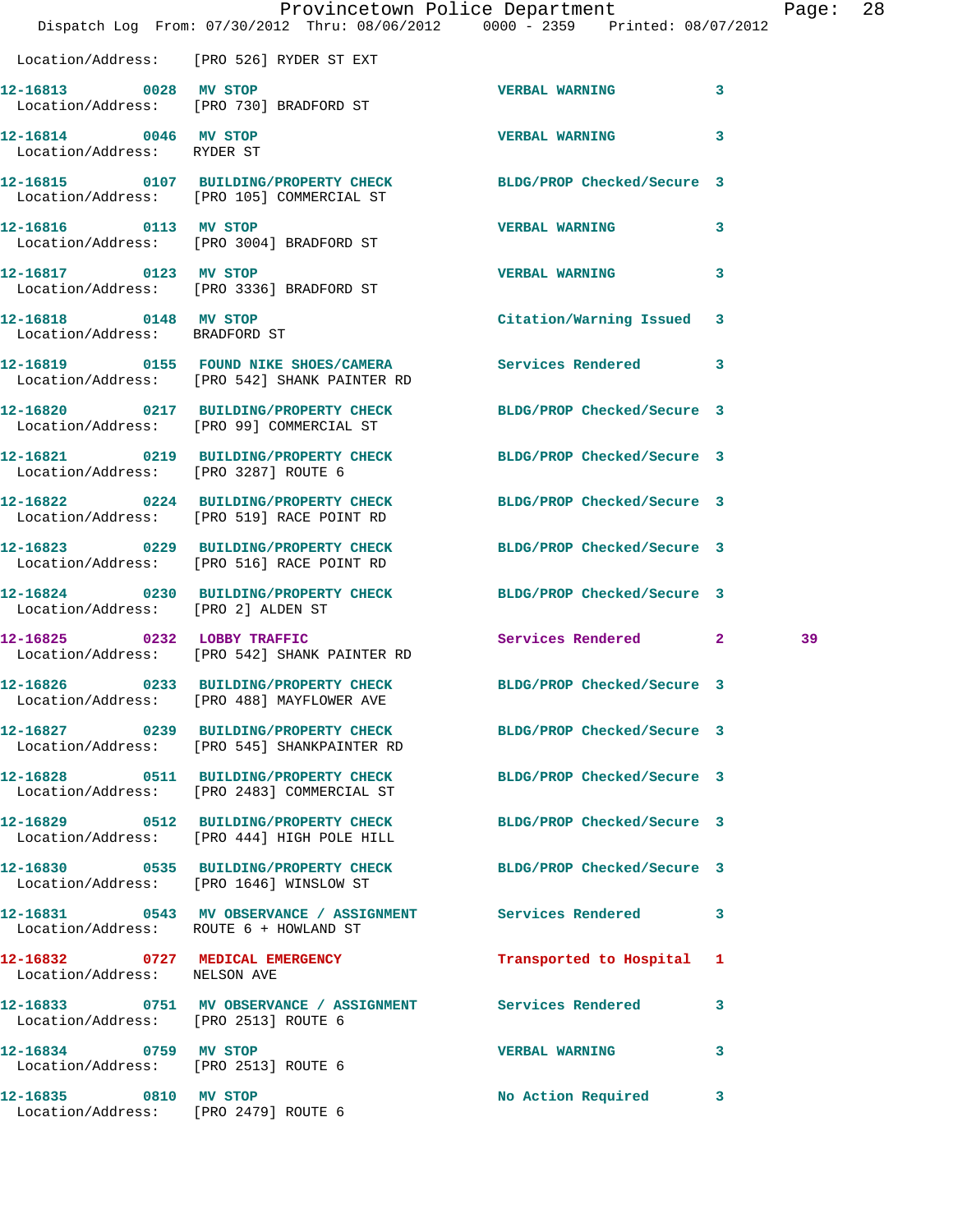Location/Address: [PRO 526] RYDER ST EXT

12-16813 0028 MV STOP VERBAL WARNING 3
Location/Address: [PRO 730] BRADFORD ST

12-16814 0046 MV STOP VERBAL WARNING 3
Location/Address: RYDER ST

12-16815 0107 BUILDING/PROPERTY CHECK BLDG/PROP Checked/Secure 3
Location/Address: [PRO 105] COMMERCIAL ST

12-16816 0113 MV STOP VERBAL WARNING 3
Location/Address: [PRO 3004] BRADFORD ST

12-16817 0123 MV STOP VERBAL WARNING 3
Location/Address: [PRO 3336] BRADFORD ST

12-16818 0148 MV STOP Citation/Warning Issued 3
Location/Address: BRADFORD ST

12-16819 0155 FOUND NIKE SHOES/CAMERA Services Rendered 3
Location/Address: [PRO 542] SHANK PAINTER RD

12-16820 0217 BUILDING/PROPERTY CHECK BLDG/PROP Checked/Secure 3
Location/Address: [PRO 99] COMMERCIAL ST

12-16821 0219 BUILDING/PROPERTY CHECK BLDG/PROP Checked/Secure 3
Location/Address: [PRO 3287] ROUTE 6

12-16822 0224 BUILDING/PROPERTY CHECK BLDG/PROP Checked/Secure 3
Location/Address: [PRO 519] RACE POINT RD

12-16823 0229 BUILDING/PROPERTY CHECK BLDG/PROP Checked/Secure 3
Location/Address: [PRO 516] RACE POINT RD

12-16824 0230 BUILDING/PROPERTY CHECK BLDG/PROP Checked/Secure 3
Location/Address: [PRO 2] ALDEN ST

12-16825 0232 LOBBY TRAFFIC Services Rendered 2 39
Location/Address: [PRO 542] SHANK PAINTER RD

12-16826 0233 BUILDING/PROPERTY CHECK BLDG/PROP Checked/Secure 3
Location/Address: [PRO 488] MAYFLOWER AVE

12-16827 0239 BUILDING/PROPERTY CHECK BLDG/PROP Checked/Secure 3
Location/Address: [PRO 545] SHANKPAINTER RD

12-16828 0511 BUILDING/PROPERTY CHECK BLDG/PROP Checked/Secure 3
Location/Address: [PRO 2483] COMMERCIAL ST

12-16829 0512 BUILDING/PROPERTY CHECK BLDG/PROP Checked/Secure 3
Location/Address: [PRO 444] HIGH POLE HILL

12-16830 0535 BUILDING/PROPERTY CHECK BLDG/PROP Checked/Secure 3
Location/Address: [PRO 1646] WINSLOW ST

12-16831 0543 MV OBSERVANCE / ASSIGNMENT Services Rendered 3
Location/Address: ROUTE 6 + HOWLAND ST

12-16832 0727 MEDICAL EMERGENCY Transported to Hospital 1
Location/Address: NELSON AVE

12-16833 0751 MV OBSERVANCE / ASSIGNMENT Services Rendered 3
Location/Address: [PRO 2513] ROUTE 6

12-16834 0759 MV STOP VERBAL WARNING 3
Location/Address: [PRO 2513] ROUTE 6

12-16835 0810 MV STOP No Action Required 3
Location/Address: [PRO 2479] ROUTE 6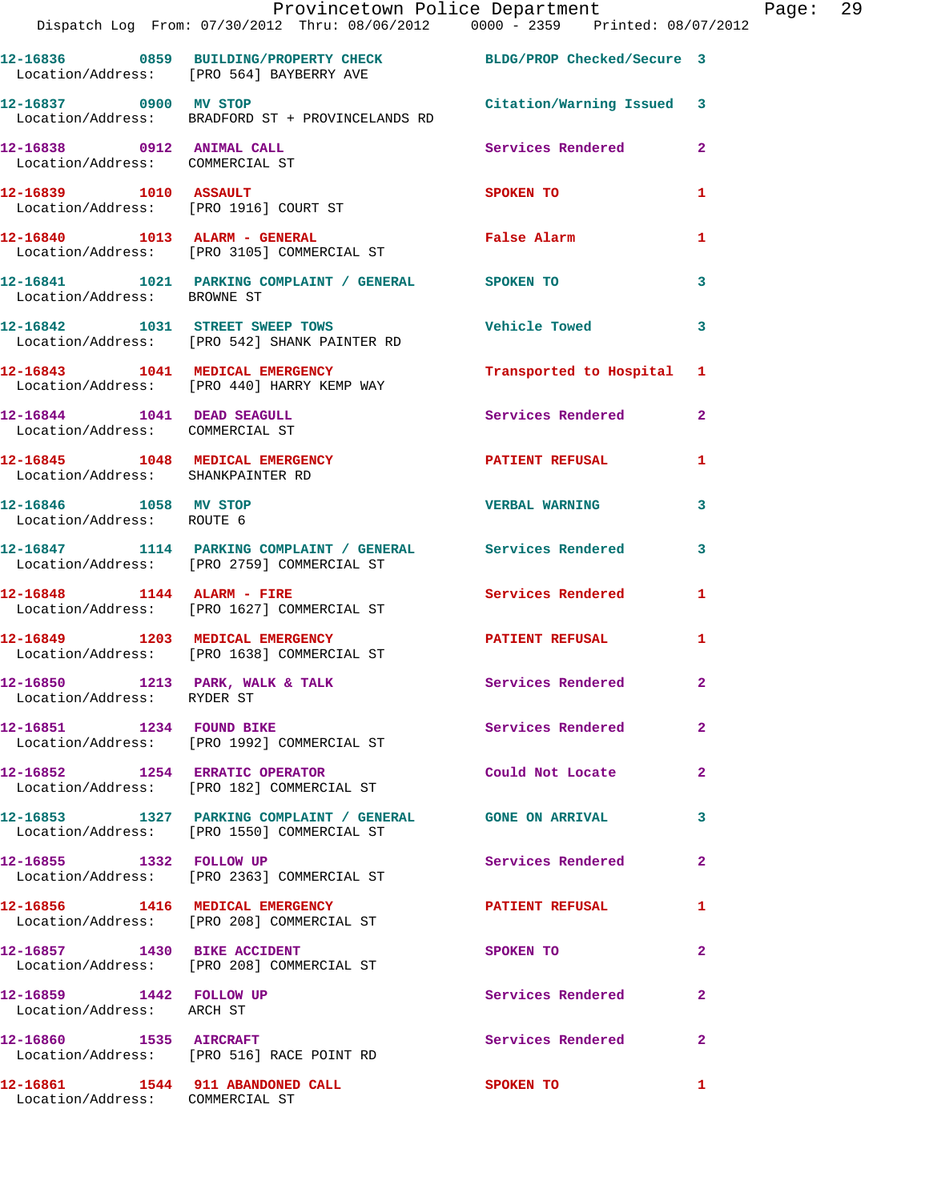12-16836 0859 BUILDING/PROPERTY CHECK BLDG/PROP Checked/Secure 3
Location/Address: [PRO 564] BAYBERRY AVE

12-16837 0900 MV STOP Citation/Warning Issued 3
Location/Address: BRADFORD ST + PROVINCELANDS RD

12-16838 0912 ANIMAL CALL Services Rendered 2
Location/Address: COMMERCIAL ST

12-16839 1010 ASSAULT SPOKEN TO 1
Location/Address: [PRO 1916] COURT ST

12-16840 1013 ALARM - GENERAL False Alarm 1
Location/Address: [PRO 3105] COMMERCIAL ST

12-16841 1021 PARKING COMPLAINT / GENERAL SPOKEN TO 3
Location/Address: BROWNE ST

12-16842 1031 STREET SWEEP TOWS Vehicle Towed 3
Location/Address: [PRO 542] SHANK PAINTER RD

12-16843 1041 MEDICAL EMERGENCY Transported to Hospital 1
Location/Address: [PRO 440] HARRY KEMP WAY

12-16844 1041 DEAD SEAGULL Services Rendered 2
Location/Address: COMMERCIAL ST

12-16845 1048 MEDICAL EMERGENCY PATIENT REFUSAL 1
Location/Address: SHANKPAINTER RD

12-16846 1058 MV STOP VERBAL WARNING 3
Location/Address: ROUTE 6

12-16847 1114 PARKING COMPLAINT / GENERAL Services Rendered 3
Location/Address: [PRO 2759] COMMERCIAL ST

12-16848 1144 ALARM - FIRE Services Rendered 1
Location/Address: [PRO 1627] COMMERCIAL ST

12-16849 1203 MEDICAL EMERGENCY PATIENT REFUSAL 1
Location/Address: [PRO 1638] COMMERCIAL ST

12-16850 1213 PARK, WALK & TALK Services Rendered 2
Location/Address: RYDER ST

12-16851 1234 FOUND BIKE Services Rendered 2
Location/Address: [PRO 1992] COMMERCIAL ST

12-16852 1254 ERRATIC OPERATOR Could Not Locate 2
Location/Address: [PRO 182] COMMERCIAL ST

12-16853 1327 PARKING COMPLAINT / GENERAL GONE ON ARRIVAL 3
Location/Address: [PRO 1550] COMMERCIAL ST

12-16855 1332 FOLLOW UP Services Rendered 2
Location/Address: [PRO 2363] COMMERCIAL ST

12-16856 1416 MEDICAL EMERGENCY PATIENT REFUSAL 1
Location/Address: [PRO 208] COMMERCIAL ST

12-16857 1430 BIKE ACCIDENT SPOKEN TO 2
Location/Address: [PRO 208] COMMERCIAL ST

12-16859 1442 FOLLOW UP Services Rendered 2
Location/Address: ARCH ST

12-16860 1535 AIRCRAFT Services Rendered 2
Location/Address: [PRO 516] RACE POINT RD

12-16861 1544 911 ABANDONED CALL SPOKEN TO 1
Location/Address: COMMERCIAL ST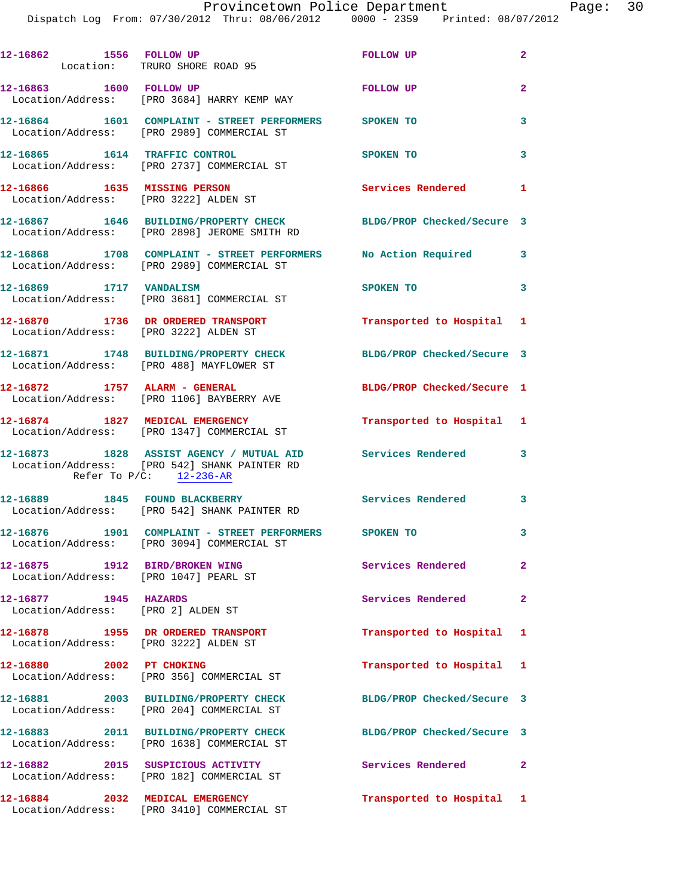12-16862 1556 FOLLOW UP FOLLOW UP 2
Location: TRURO SHORE ROAD 95

12-16863 1600 FOLLOW UP FOLLOW UP 2
Location/Address: [PRO 3684] HARRY KEMP WAY

12-16864 1601 COMPLAINT - STREET PERFORMERS SPOKEN TO 3
Location/Address: [PRO 2989] COMMERCIAL ST

12-16865 1614 TRAFFIC CONTROL SPOKEN TO 3
Location/Address: [PRO 2737] COMMERCIAL ST

12-16866 1635 MISSING PERSON Services Rendered 1
Location/Address: [PRO 3222] ALDEN ST

12-16867 1646 BUILDING/PROPERTY CHECK BLDG/PROP Checked/Secure 3
Location/Address: [PRO 2898] JEROME SMITH RD

12-16868 1708 COMPLAINT - STREET PERFORMERS No Action Required 3
Location/Address: [PRO 2989] COMMERCIAL ST

12-16869 1717 VANDALISM SPOKEN TO 3
Location/Address: [PRO 3681] COMMERCIAL ST

12-16870 1736 DR ORDERED TRANSPORT Transported to Hospital 1
Location/Address: [PRO 3222] ALDEN ST

12-16871 1748 BUILDING/PROPERTY CHECK BLDG/PROP Checked/Secure 3
Location/Address: [PRO 488] MAYFLOWER ST

12-16872 1757 ALARM - GENERAL BLDG/PROP Checked/Secure 1
Location/Address: [PRO 1106] BAYBERRY AVE

12-16874 1827 MEDICAL EMERGENCY Transported to Hospital 1
Location/Address: [PRO 1347] COMMERCIAL ST

12-16873 1828 ASSIST AGENCY / MUTUAL AID Services Rendered 3
Location/Address: [PRO 542] SHANK PAINTER RD
Refer To P/C: 12-236-AR

12-16889 1845 FOUND BLACKBERRY Services Rendered 3
Location/Address: [PRO 542] SHANK PAINTER RD

12-16876 1901 COMPLAINT - STREET PERFORMERS SPOKEN TO 3
Location/Address: [PRO 3094] COMMERCIAL ST

12-16875 1912 BIRD/BROKEN WING Services Rendered 2
Location/Address: [PRO 1047] PEARL ST

12-16877 1945 HAZARDS Services Rendered 2
Location/Address: [PRO 2] ALDEN ST

12-16878 1955 DR ORDERED TRANSPORT Transported to Hospital 1
Location/Address: [PRO 3222] ALDEN ST

12-16880 2002 PT CHOKING Transported to Hospital 1
Location/Address: [PRO 356] COMMERCIAL ST

12-16881 2003 BUILDING/PROPERTY CHECK BLDG/PROP Checked/Secure 3
Location/Address: [PRO 204] COMMERCIAL ST

12-16883 2011 BUILDING/PROPERTY CHECK BLDG/PROP Checked/Secure 3
Location/Address: [PRO 1638] COMMERCIAL ST

12-16882 2015 SUSPICIOUS ACTIVITY Services Rendered 2
Location/Address: [PRO 182] COMMERCIAL ST

12-16884 2032 MEDICAL EMERGENCY Transported to Hospital 1
Location/Address: [PRO 3410] COMMERCIAL ST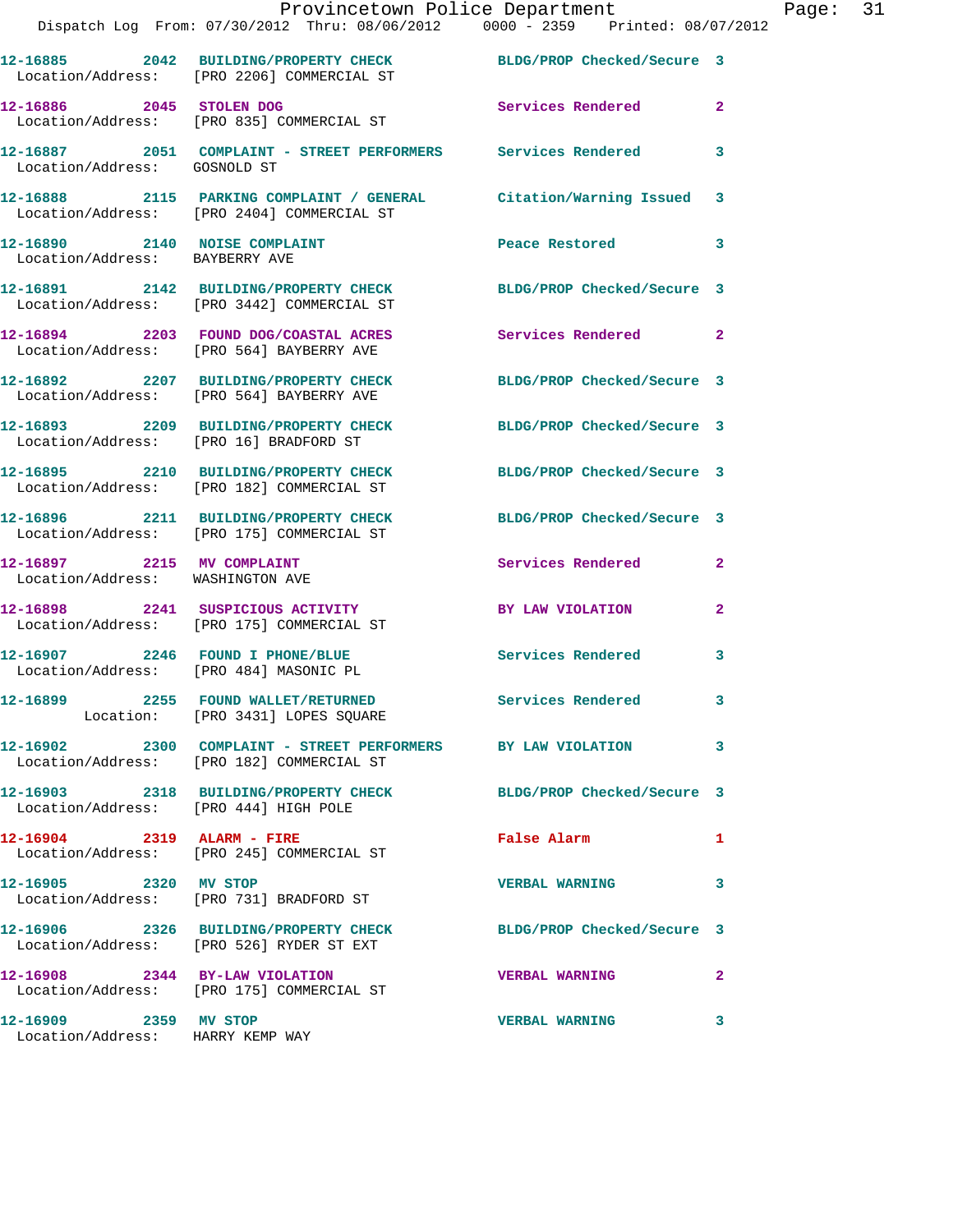12-16885 2042 BUILDING/PROPERTY CHECK BLDG/PROP Checked/Secure 3
Location/Address: [PRO 2206] COMMERCIAL ST

12-16886 2045 STOLEN DOG Services Rendered 2
Location/Address: [PRO 835] COMMERCIAL ST

12-16887 2051 COMPLAINT - STREET PERFORMERS Services Rendered 3
Location/Address: GOSNOLD ST

12-16888 2115 PARKING COMPLAINT / GENERAL Citation/Warning Issued 3
Location/Address: [PRO 2404] COMMERCIAL ST

12-16890 2140 NOISE COMPLAINT Peace Restored 3
Location/Address: BAYBERRY AVE

12-16891 2142 BUILDING/PROPERTY CHECK BLDG/PROP Checked/Secure 3
Location/Address: [PRO 3442] COMMERCIAL ST

12-16894 2203 FOUND DOG/COASTAL ACRES Services Rendered 2
Location/Address: [PRO 564] BAYBERRY AVE

12-16892 2207 BUILDING/PROPERTY CHECK BLDG/PROP Checked/Secure 3
Location/Address: [PRO 564] BAYBERRY AVE

12-16893 2209 BUILDING/PROPERTY CHECK BLDG/PROP Checked/Secure 3
Location/Address: [PRO 16] BRADFORD ST

12-16895 2210 BUILDING/PROPERTY CHECK BLDG/PROP Checked/Secure 3
Location/Address: [PRO 182] COMMERCIAL ST

12-16896 2211 BUILDING/PROPERTY CHECK BLDG/PROP Checked/Secure 3
Location/Address: [PRO 175] COMMERCIAL ST

12-16897 2215 MV COMPLAINT Services Rendered 2
Location/Address: WASHINGTON AVE

12-16898 2241 SUSPICIOUS ACTIVITY BY LAW VIOLATION 2
Location/Address: [PRO 175] COMMERCIAL ST

12-16907 2246 FOUND I PHONE/BLUE Services Rendered 3
Location/Address: [PRO 484] MASONIC PL

12-16899 2255 FOUND WALLET/RETURNED Services Rendered 3
Location: [PRO 3431] LOPES SQUARE

12-16902 2300 COMPLAINT - STREET PERFORMERS BY LAW VIOLATION 3
Location/Address: [PRO 182] COMMERCIAL ST

12-16903 2318 BUILDING/PROPERTY CHECK BLDG/PROP Checked/Secure 3
Location/Address: [PRO 444] HIGH POLE

12-16904 2319 ALARM - FIRE False Alarm 1
Location/Address: [PRO 245] COMMERCIAL ST

12-16905 2320 MV STOP VERBAL WARNING 3
Location/Address: [PRO 731] BRADFORD ST

12-16906 2326 BUILDING/PROPERTY CHECK BLDG/PROP Checked/Secure 3
Location/Address: [PRO 526] RYDER ST EXT

12-16908 2344 BY-LAW VIOLATION VERBAL WARNING 2
Location/Address: [PRO 175] COMMERCIAL ST

12-16909 2359 MV STOP VERBAL WARNING 3
Location/Address: HARRY KEMP WAY